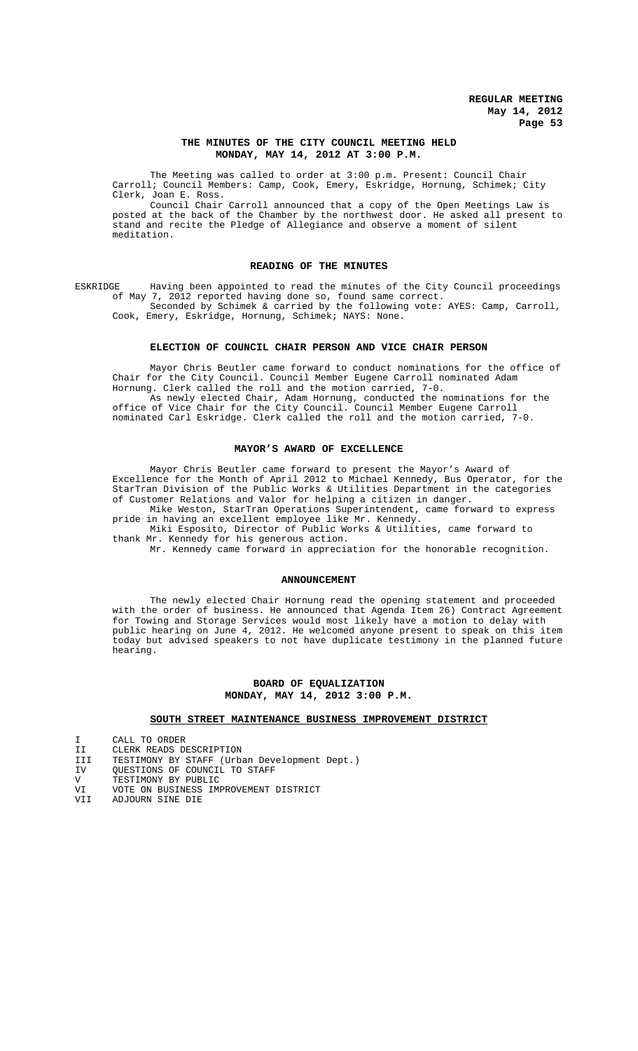## THE MINUTES OF THE CITY COUNCIL MEETING HELD MONDAY, MAY 14, 2012 AT 3:00 P.M.

The Meeting was called to order at 3:00 p.m. Present: Council Chair Carroll; Council Members: Camp, Cook, Emery, Eskridge, Hornung, Schimek; City Clerk, Joan E. Ross.

Council Chair Carroll announced that a copy of the Open Meetings Law is posted at the back of the Chamber by the northwest door. He asked all present to stand and recite the Pledge of Allegiance and observe a moment of silent meditation.

## READING OF THE MINUTES

ESKRIDGE Having been appointed to read the minutes of the City Council proceedings of May 7, 2012 reported having done so, found same correct.

Seconded by Schimek & carried by the following vote: AYES: Camp, Carroll, Cook, Emery, Eskridge, Hornung, Schimek; NAYS: None.

## ELECTION OF COUNCIL CHAIR PERSON AND VICE CHAIR PERSON

Mayor Chris Beutler came forward to conduct nominations for the office of Chair for the City Council. Council Member Eugene Carroll nominated Adam Hornung. Clerk called the roll and the motion carried, 7-0.

As newly elected Chair, Adam Hornung, conducted the nominations for the office of Vice Chair for the City Council. Council Member Eugene Carroll nominated Carl Eskridge. Clerk called the roll and the motion carried, 7-0.

## MAYOR'S AWARD OF EXCELLENCE

Mayor Chris Beutler came forward to present the Mayor's Award of Excellence for the Month of April 2012 to Michael Kennedy, Bus Operator, for the StarTran Division of the Public Works & Utilities Department in the categories of Customer Relations and Valor for helping a citizen in danger.

Mike Weston, StarTran Operations Superintendent, came forward to express pride in having an excellent employee like Mr. Kennedy.

Miki Esposito, Director of Public Works & Utilities, came forward to thank Mr. Kennedy for his generous action.

Mr. Kennedy came forward in appreciation for the honorable recognition.

## ANNOUNCEMENT

The newly elected Chair Hornung read the opening statement and proceeded with the order of business. He announced that Agenda Item 26) Contract Agreement for Towing and Storage Services would most likely have a motion to delay with public hearing on June 4, 2012. He welcomed anyone present to speak on this item today but advised speakers to not have duplicate testimony in the planned future hearing.

## BOARD OF EQUALIZATION
## MONDAY, MAY 14, 2012 3:00 P.M.

### SOUTH STREET MAINTENANCE BUSINESS IMPROVEMENT DISTRICT

I CALL TO ORDER
II CLERK READS DESCRIPTION
III TESTIMONY BY STAFF (Urban Development Dept.)
IV QUESTIONS OF COUNCIL TO STAFF
V TESTIMONY BY PUBLIC
VI VOTE ON BUSINESS IMPROVEMENT DISTRICT
VII ADJOURN SINE DIE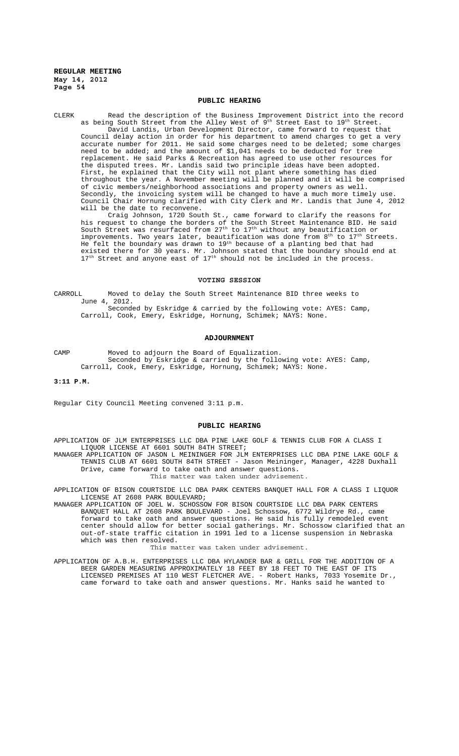## PUBLIC HEARING

CLERK Read the description of the Business Improvement District into the record as being South Street from the Alley West of 9th Street East to 19th Street.

David Landis, Urban Development Director, came forward to request that Council delay action in order for his department to amend charges to get a very accurate number for 2011. He said some charges need to be deleted; some charges need to be added; and the amount of $1,041 needs to be deducted for tree replacement. He said Parks & Recreation has agreed to use other resources for the disputed trees. Mr. Landis said two principle ideas have been adopted. First, he explained that the City will not plant where something has died throughout the year. A November meeting will be planned and it will be comprised of civic members/neighborhood associations and property owners as well. Secondly, the invoicing system will be changed to have a much more timely use. Council Chair Hornung clarified with City Clerk and Mr. Landis that June 4, 2012 will be the date to reconvene.

Craig Johnson, 1720 South St., came forward to clarify the reasons for his request to change the borders of the South Street Maintenance BID. He said South Street was resurfaced from 27th to 17th without any beautification or improvements. Two years later, beautification was done from 8th to 17th Streets. He felt the boundary was drawn to 19th because of a planting bed that had existed there for 30 years. Mr. Johnson stated that the boundary should end at 17th Street and anyone east of 17th should not be included in the process.

## VOTING SESSION

CARROLL Moved to delay the South Street Maintenance BID three weeks to June 4, 2012.

Seconded by Eskridge & carried by the following vote: AYES: Camp, Carroll, Cook, Emery, Eskridge, Hornung, Schimek; NAYS: None.

## ADJOURNMENT

CAMP Moved to adjourn the Board of Equalization.

Seconded by Eskridge & carried by the following vote: AYES: Camp, Carroll, Cook, Emery, Eskridge, Hornung, Schimek; NAYS: None.

**3:11 P.M.**

Regular City Council Meeting convened 3:11 p.m.

## PUBLIC HEARING

APPLICATION OF JLM ENTERPRISES LLC DBA PINE LAKE GOLF & TENNIS CLUB FOR A CLASS I LIQUOR LICENSE AT 6601 SOUTH 84TH STREET;

MANAGER APPLICATION OF JASON L MEININGER FOR JLM ENTERPRISES LLC DBA PINE LAKE GOLF & TENNIS CLUB AT 6601 SOUTH 84TH STREET - Jason Meininger, Manager, 4228 Duxhall Drive, came forward to take oath and answer questions.

This matter was taken under advisement.

APPLICATION OF BISON COURTSIDE LLC DBA PARK CENTERS BANQUET HALL FOR A CLASS I LIQUOR LICENSE AT 2608 PARK BOULEVARD;

MANAGER APPLICATION OF JOEL W. SCHOSSOW FOR BISON COURTSIDE LLC DBA PARK CENTERS BANQUET HALL AT 2608 PARK BOULEVARD - Joel Schossow, 6772 Wildrye Rd., came forward to take oath and answer questions. He said his fully remodeled event center should allow for better social gatherings. Mr. Schossow clarified that an out-of-state traffic citation in 1991 led to a license suspension in Nebraska which was then resolved.

This matter was taken under advisement.

APPLICATION OF A.B.H. ENTERPRISES LLC DBA HYLANDER BAR & GRILL FOR THE ADDITION OF A BEER GARDEN MEASURING APPROXIMATELY 18 FEET BY 18 FEET TO THE EAST OF ITS LICENSED PREMISES AT 110 WEST FLETCHER AVE. - Robert Hanks, 7033 Yosemite Dr., came forward to take oath and answer questions. Mr. Hanks said he wanted to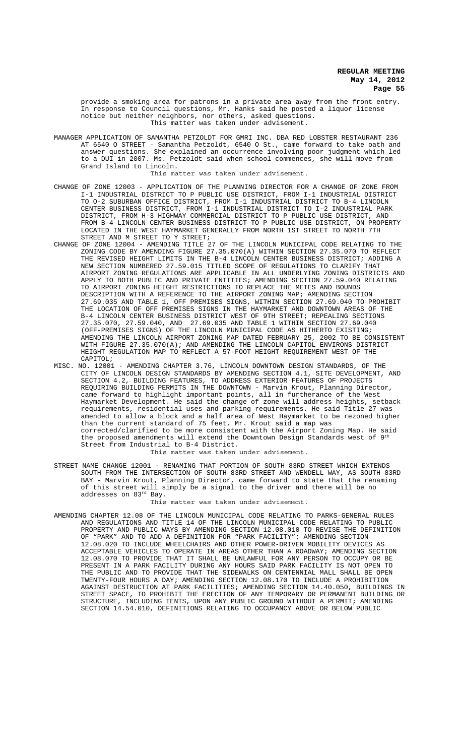provide a smoking area for patrons in a private area away from the front entry. In response to Council questions, Mr. Hanks said he posted a liquor license notice but neither neighbors, nor others, asked questions.

This matter was taken under advisement.

MANAGER APPLICATION OF SAMANTHA PETZOLDT FOR GMRI INC. DBA RED LOBSTER RESTAURANT 236 AT 6540 O STREET - Samantha Petzoldt, 6540 O St., came forward to take oath and answer questions. She explained an occurrence involving poor judgment which led to a DUI in 2007. Ms. Petzoldt said when school commences, she will move from Grand Island to Lincoln.

This matter was taken under advisement.

CHANGE OF ZONE 12003 - APPLICATION OF THE PLANNING DIRECTOR FOR A CHANGE OF ZONE FROM I-1 INDUSTRIAL DISTRICT TO P PUBLIC USE DISTRICT, FROM I-1 INDUSTRIAL DISTRICT TO O-2 SUBURBAN OFFICE DISTRICT, FROM I-1 INDUSTRIAL DISTRICT TO B-4 LINCOLN CENTER BUSINESS DISTRICT, FROM I-1 INDUSTRIAL DISTRICT TO I-2 INDUSTRIAL PARK DISTRICT, FROM H-3 HIGHWAY COMMERCIAL DISTRICT TO P PUBLIC USE DISTRICT, AND FROM B-4 LINCOLN CENTER BUSINESS DISTRICT TO P PUBLIC USE DISTRICT, ON PROPERTY LOCATED IN THE WEST HAYMARKET GENERALLY FROM NORTH 1ST STREET TO NORTH 7TH STREET AND M STREET TO Y STREET;

CHANGE OF ZONE 12004 - AMENDING TITLE 27 OF THE LINCOLN MUNICIPAL CODE RELATING TO THE ZONING CODE BY AMENDING FIGURE 27.35.070(A) WITHIN SECTION 27.35.070 TO REFLECT THE REVISED HEIGHT LIMITS IN THE B-4 LINCOLN CENTER BUSINESS DISTRICT; ADDING A NEW SECTION NUMBERED 27.59.015 TITLED SCOPE OF REGULATIONS TO CLARIFY THAT AIRPORT ZONING REGULATIONS ARE APPLICABLE IN ALL UNDERLYING ZONING DISTRICTS AND APPLY TO BOTH PUBLIC AND PRIVATE ENTITIES; AMENDING SECTION 27.59.040 RELATING TO AIRPORT ZONING HEIGHT RESTRICTIONS TO REPLACE THE METES AND BOUNDS DESCRIPTION WITH A REFERENCE TO THE AIRPORT ZONING MAP; AMENDING SECTION 27.69.035 AND TABLE 1, OFF PREMISES SIGNS, WITHIN SECTION 27.69.040 TO PROHIBIT THE LOCATION OF OFF PREMISES SIGNS IN THE HAYMARKET AND DOWNTOWN AREAS OF THE B-4 LINCOLN CENTER BUSINESS DISTRICT WEST OF 9TH STREET; REPEALING SECTIONS 27.35.070, 27.59.040, AND 27.69.035 AND TABLE 1 WITHIN SECTION 27.69.040 (OFF-PREMISES SIGNS) OF THE LINCOLN MUNICIPAL CODE AS HITHERTO EXISTING; AMENDING THE LINCOLN AIRPORT ZONING MAP DATED FEBRUARY 25, 2002 TO BE CONSISTENT WITH FIGURE 27.35.070(A); AND AMENDING THE LINCOLN CAPITOL ENVIRONS DISTRICT HEIGHT REGULATION MAP TO REFLECT A 57-FOOT HEIGHT REQUIREMENT WEST OF THE CAPITOL;

MISC. NO. 12001 - AMENDING CHAPTER 3.76, LINCOLN DOWNTOWN DESIGN STANDARDS, OF THE CITY OF LINCOLN DESIGN STANDARDS BY AMENDING SECTION 4.1, SITE DEVELOPMENT, AND SECTION 4.2, BUILDING FEATURES, TO ADDRESS EXTERIOR FEATURES OF PROJECTS REQUIRING BUILDING PERMITS IN THE DOWNTOWN - Marvin Krout, Planning Director, came forward to highlight important points, all in furtherance of the West Haymarket Development. He said the change of zone will address heights, setback requirements, residential uses and parking requirements. He said Title 27 was amended to allow a block and a half area of West Haymarket to be rezoned higher than the current standard of 75 feet. Mr. Krout said a map was corrected/clarified to be more consistent with the Airport Zoning Map. He said the proposed amendments will extend the Downtown Design Standards west of 9th Street from Industrial to B-4 District.

This matter was taken under advisement.

STREET NAME CHANGE 12001 - RENAMING THAT PORTION OF SOUTH 83RD STREET WHICH EXTENDS SOUTH FROM THE INTERSECTION OF SOUTH 83RD STREET AND WENDELL WAY, AS SOUTH 83RD BAY - Marvin Krout, Planning Director, came forward to state that the renaming of this street will simply be a signal to the driver and there will be no addresses on 83rd Bay.

This matter was taken under advisement.

AMENDING CHAPTER 12.08 OF THE LINCOLN MUNICIPAL CODE RELATING TO PARKS-GENERAL RULES AND REGULATIONS AND TITLE 14 OF THE LINCOLN MUNICIPAL CODE RELATING TO PUBLIC PROPERTY AND PUBLIC WAYS BY AMENDING SECTION 12.08.010 TO REVISE THE DEFINITION OF "PARK" AND TO ADD A DEFINITION FOR "PARK FACILITY"; AMENDING SECTION 12.08.020 TO INCLUDE WHEELCHAIRS AND OTHER POWER-DRIVEN MOBILITY DEVICES AS ACCEPTABLE VEHICLES TO OPERATE IN AREAS OTHER THAN A ROADWAY; AMENDING SECTION 12.08.070 TO PROVIDE THAT IT SHALL BE UNLAWFUL FOR ANY PERSON TO OCCUPY OR BE PRESENT IN A PARK FACILITY DURING ANY HOURS SAID PARK FACILITY IS NOT OPEN TO THE PUBLIC AND TO PROVIDE THAT THE SIDEWALKS ON CENTENNIAL MALL SHALL BE OPEN TWENTY-FOUR HOURS A DAY; AMENDING SECTION 12.08.170 TO INCLUDE A PROHIBITION AGAINST DESTRUCTION AT PARK FACILITIES; AMENDING SECTION 14.40.050, BUILDINGS IN STREET SPACE, TO PROHIBIT THE ERECTION OF ANY TEMPORARY OR PERMANENT BUILDING OR STRUCTURE, INCLUDING TENTS, UPON ANY PUBLIC GROUND WITHOUT A PERMIT; AMENDING SECTION 14.54.010, DEFINITIONS RELATING TO OCCUPANCY ABOVE OR BELOW PUBLIC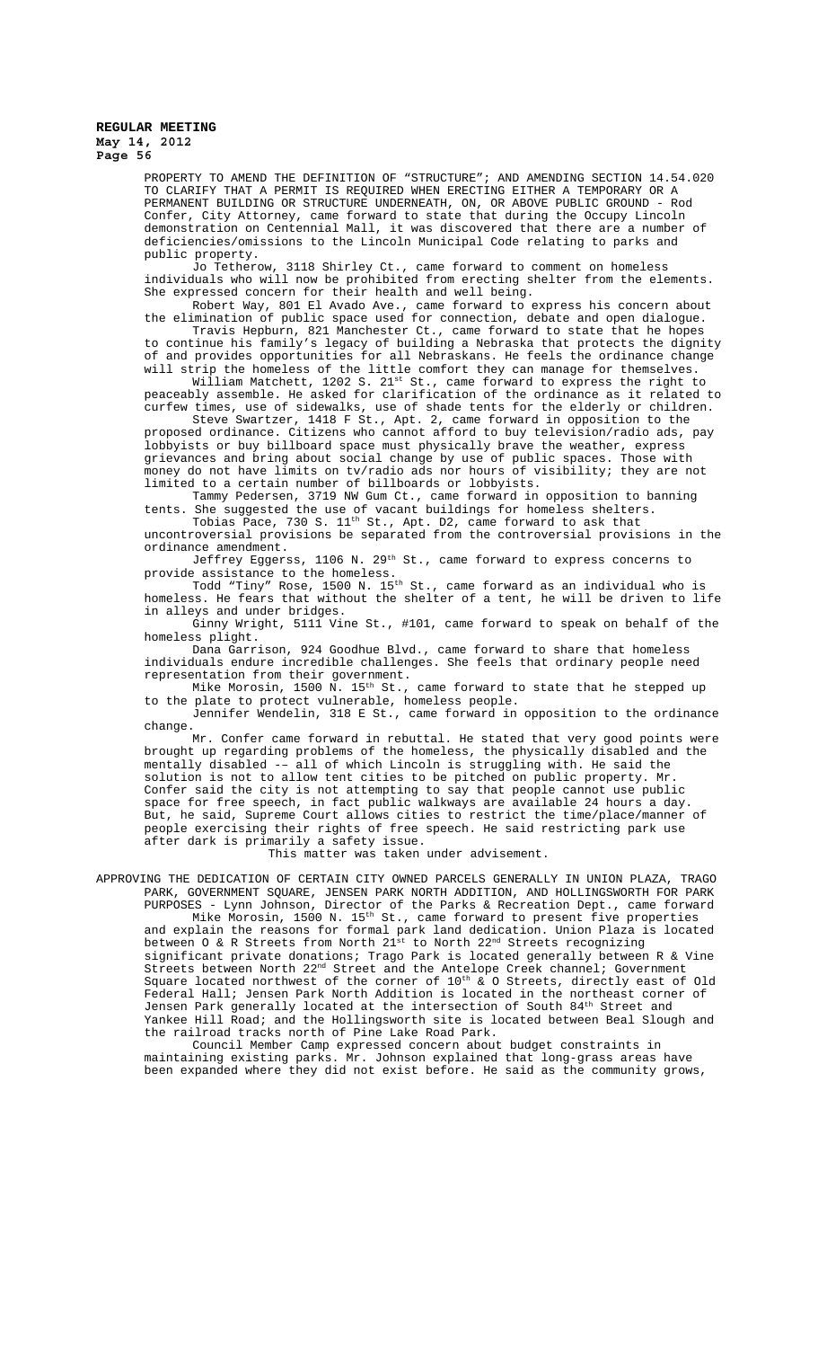PROPERTY TO AMEND THE DEFINITION OF "STRUCTURE"; AND AMENDING SECTION 14.54.020 TO CLARIFY THAT A PERMIT IS REQUIRED WHEN ERECTING EITHER A TEMPORARY OR A PERMANENT BUILDING OR STRUCTURE UNDERNEATH, ON, OR ABOVE PUBLIC GROUND - Rod Confer, City Attorney, came forward to state that during the Occupy Lincoln demonstration on Centennial Mall, it was discovered that there are a number of deficiencies/omissions to the Lincoln Municipal Code relating to parks and public property.

Jo Tetherow, 3118 Shirley Ct., came forward to comment on homeless individuals who will now be prohibited from erecting shelter from the elements. She expressed concern for their health and well being.

Robert Way, 801 El Avado Ave., came forward to express his concern about the elimination of public space used for connection, debate and open dialogue.

Travis Hepburn, 821 Manchester Ct., came forward to state that he hopes to continue his family's legacy of building a Nebraska that protects the dignity of and provides opportunities for all Nebraskans. He feels the ordinance change will strip the homeless of the little comfort they can manage for themselves.

William Matchett, 1202 S. 21st St., came forward to express the right to peaceably assemble. He asked for clarification of the ordinance as it related to curfew times, use of sidewalks, use of shade tents for the elderly or children.

Steve Swartzer, 1418 F St., Apt. 2, came forward in opposition to the proposed ordinance. Citizens who cannot afford to buy television/radio ads, pay lobbyists or buy billboard space must physically brave the weather, express grievances and bring about social change by use of public spaces. Those with money do not have limits on tv/radio ads nor hours of visibility; they are not limited to a certain number of billboards or lobbyists.

Tammy Pedersen, 3719 NW Gum Ct., came forward in opposition to banning tents. She suggested the use of vacant buildings for homeless shelters.

Tobias Pace, 730 S. 11th St., Apt. D2, came forward to ask that uncontroversial provisions be separated from the controversial provisions in the ordinance amendment.

Jeffrey Eggerss, 1106 N. 29th St., came forward to express concerns to provide assistance to the homeless.

Todd "Tiny" Rose, 1500 N. 15th St., came forward as an individual who is homeless. He fears that without the shelter of a tent, he will be driven to life in alleys and under bridges.

Ginny Wright, 5111 Vine St., #101, came forward to speak on behalf of the homeless plight.

Dana Garrison, 924 Goodhue Blvd., came forward to share that homeless individuals endure incredible challenges. She feels that ordinary people need representation from their government.

Mike Morosin, 1500 N. 15th St., came forward to state that he stepped up to the plate to protect vulnerable, homeless people.

Jennifer Wendelin, 318 E St., came forward in opposition to the ordinance change.

Mr. Confer came forward in rebuttal. He stated that very good points were brought up regarding problems of the homeless, the physically disabled and the mentally disabled -- all of which Lincoln is struggling with. He said the solution is not to allow tent cities to be pitched on public property. Mr. Confer said the city is not attempting to say that people cannot use public space for free speech, in fact public walkways are available 24 hours a day. But, he said, Supreme Court allows cities to restrict the time/place/manner of people exercising their rights of free speech. He said restricting park use after dark is primarily a safety issue.

This matter was taken under advisement.

APPROVING THE DEDICATION OF CERTAIN CITY OWNED PARCELS GENERALLY IN UNION PLAZA, TRAGO PARK, GOVERNMENT SQUARE, JENSEN PARK NORTH ADDITION, AND HOLLINGSWORTH FOR PARK PURPOSES - Lynn Johnson, Director of the Parks & Recreation Dept., came forward

Mike Morosin, 1500 N. 15th St., came forward to present five properties and explain the reasons for formal park land dedication. Union Plaza is located between O & R Streets from North 21st to North 22nd Streets recognizing significant private donations; Trago Park is located generally between R & Vine Streets between North 22nd Street and the Antelope Creek channel; Government Square located northwest of the corner of 10th & O Streets, directly east of Old Federal Hall; Jensen Park North Addition is located in the northeast corner of Jensen Park generally located at the intersection of South 84th Street and Yankee Hill Road; and the Hollingsworth site is located between Beal Slough and the railroad tracks north of Pine Lake Road Park.

Council Member Camp expressed concern about budget constraints in maintaining existing parks. Mr. Johnson explained that long-grass areas have been expanded where they did not exist before. He said as the community grows,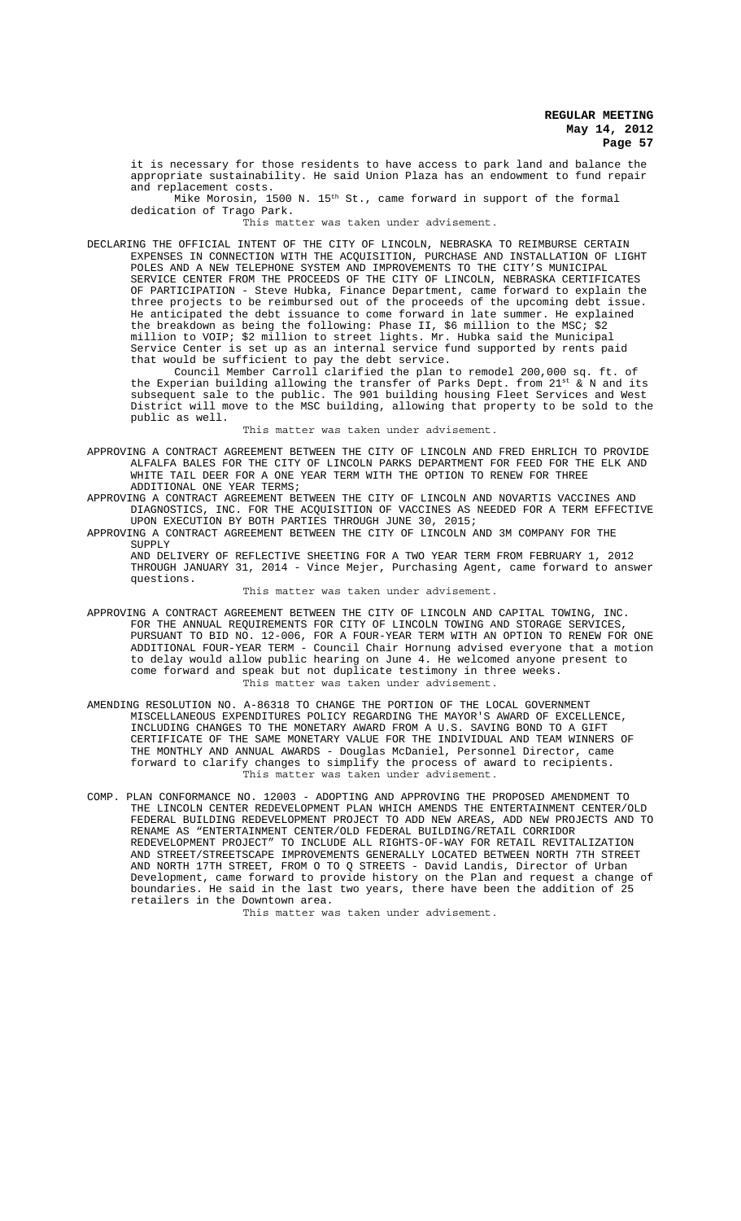it is necessary for those residents to have access to park land and balance the appropriate sustainability. He said Union Plaza has an endowment to fund repair and replacement costs.

Mike Morosin, 1500 N. 15th St., came forward in support of the formal dedication of Trago Park.

This matter was taken under advisement.

DECLARING THE OFFICIAL INTENT OF THE CITY OF LINCOLN, NEBRASKA TO REIMBURSE CERTAIN EXPENSES IN CONNECTION WITH THE ACQUISITION, PURCHASE AND INSTALLATION OF LIGHT POLES AND A NEW TELEPHONE SYSTEM AND IMPROVEMENTS TO THE CITY'S MUNICIPAL SERVICE CENTER FROM THE PROCEEDS OF THE CITY OF LINCOLN, NEBRASKA CERTIFICATES OF PARTICIPATION - Steve Hubka, Finance Department, came forward to explain the three projects to be reimbursed out of the proceeds of the upcoming debt issue. He anticipated the debt issuance to come forward in late summer. He explained the breakdown as being the following: Phase II, $6 million to the MSC; $2 million to VOIP; $2 million to street lights. Mr. Hubka said the Municipal Service Center is set up as an internal service fund supported by rents paid that would be sufficient to pay the debt service.

Council Member Carroll clarified the plan to remodel 200,000 sq. ft. of the Experian building allowing the transfer of Parks Dept. from 21st & N and its subsequent sale to the public. The 901 building housing Fleet Services and West District will move to the MSC building, allowing that property to be sold to the public as well.

This matter was taken under advisement.

APPROVING A CONTRACT AGREEMENT BETWEEN THE CITY OF LINCOLN AND FRED EHRLICH TO PROVIDE ALFALFA BALES FOR THE CITY OF LINCOLN PARKS DEPARTMENT FOR FEED FOR THE ELK AND WHITE TAIL DEER FOR A ONE YEAR TERM WITH THE OPTION TO RENEW FOR THREE ADDITIONAL ONE YEAR TERMS;

APPROVING A CONTRACT AGREEMENT BETWEEN THE CITY OF LINCOLN AND NOVARTIS VACCINES AND DIAGNOSTICS, INC. FOR THE ACQUISITION OF VACCINES AS NEEDED FOR A TERM EFFECTIVE UPON EXECUTION BY BOTH PARTIES THROUGH JUNE 30, 2015;

APPROVING A CONTRACT AGREEMENT BETWEEN THE CITY OF LINCOLN AND 3M COMPANY FOR THE SUPPLY AND DELIVERY OF REFLECTIVE SHEETING FOR A TWO YEAR TERM FROM FEBRUARY 1, 2012 THROUGH JANUARY 31, 2014 - Vince Mejer, Purchasing Agent, came forward to answer questions.

This matter was taken under advisement.

APPROVING A CONTRACT AGREEMENT BETWEEN THE CITY OF LINCOLN AND CAPITAL TOWING, INC. FOR THE ANNUAL REQUIREMENTS FOR CITY OF LINCOLN TOWING AND STORAGE SERVICES, PURSUANT TO BID NO. 12-006, FOR A FOUR-YEAR TERM WITH AN OPTION TO RENEW FOR ONE ADDITIONAL FOUR-YEAR TERM - Council Chair Hornung advised everyone that a motion to delay would allow public hearing on June 4. He welcomed anyone present to come forward and speak but not duplicate testimony in three weeks.

This matter was taken under advisement.

AMENDING RESOLUTION NO. A-86318 TO CHANGE THE PORTION OF THE LOCAL GOVERNMENT MISCELLANEOUS EXPENDITURES POLICY REGARDING THE MAYOR'S AWARD OF EXCELLENCE, INCLUDING CHANGES TO THE MONETARY AWARD FROM A U.S. SAVING BOND TO A GIFT CERTIFICATE OF THE SAME MONETARY VALUE FOR THE INDIVIDUAL AND TEAM WINNERS OF THE MONTHLY AND ANNUAL AWARDS - Douglas McDaniel, Personnel Director, came forward to clarify changes to simplify the process of award to recipients.

This matter was taken under advisement.

COMP. PLAN CONFORMANCE NO. 12003 - ADOPTING AND APPROVING THE PROPOSED AMENDMENT TO THE LINCOLN CENTER REDEVELOPMENT PLAN WHICH AMENDS THE ENTERTAINMENT CENTER/OLD FEDERAL BUILDING REDEVELOPMENT PROJECT TO ADD NEW AREAS, ADD NEW PROJECTS AND TO RENAME AS "ENTERTAINMENT CENTER/OLD FEDERAL BUILDING/RETAIL CORRIDOR REDEVELOPMENT PROJECT" TO INCLUDE ALL RIGHTS-OF-WAY FOR RETAIL REVITALIZATION AND STREET/STREETSCAPE IMPROVEMENTS GENERALLY LOCATED BETWEEN NORTH 7TH STREET AND NORTH 17TH STREET, FROM O TO Q STREETS - David Landis, Director of Urban Development, came forward to provide history on the Plan and request a change of boundaries. He said in the last two years, there have been the addition of 25 retailers in the Downtown area.

This matter was taken under advisement.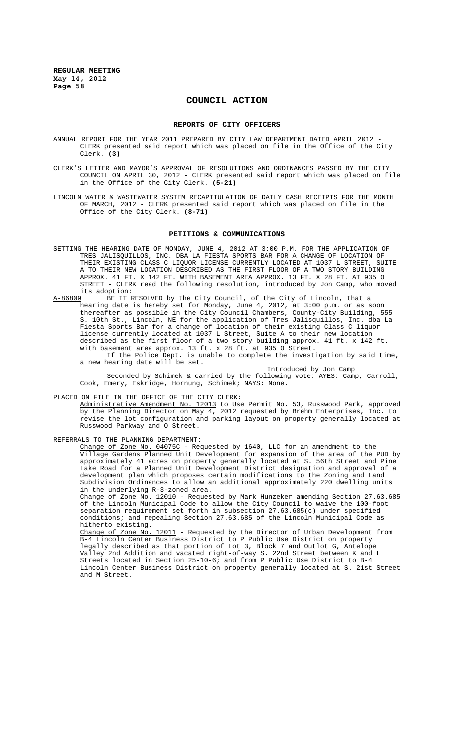# COUNCIL ACTION

## REPORTS OF CITY OFFICERS

ANNUAL REPORT FOR THE YEAR 2011 PREPARED BY CITY LAW DEPARTMENT DATED APRIL 2012 - CLERK presented said report which was placed on file in the Office of the City Clerk. **(3)**

CLERK'S LETTER AND MAYOR'S APPROVAL OF RESOLUTIONS AND ORDINANCES PASSED BY THE CITY COUNCIL ON APRIL 30, 2012 - CLERK presented said report which was placed on file in the Office of the City Clerk. **(5-21)**

LINCOLN WATER & WASTEWATER SYSTEM RECAPITULATION OF DAILY CASH RECEIPTS FOR THE MONTH OF MARCH, 2012 - CLERK presented said report which was placed on file in the Office of the City Clerk. **(8-71)**

## PETITIONS & COMMUNICATIONS

SETTING THE HEARING DATE OF MONDAY, JUNE 4, 2012 AT 3:00 P.M. FOR THE APPLICATION OF TRES JALISQUILLOS, INC. DBA LA FIESTA SPORTS BAR FOR A CHANGE OF LOCATION OF THEIR EXISTING CLASS C LIQUOR LICENSE CURRENTLY LOCATED AT 1037 L STREET, SUITE A TO THEIR NEW LOCATION DESCRIBED AS THE FIRST FLOOR OF A TWO STORY BUILDING APPROX. 41 FT. X 142 FT. WITH BASEMENT AREA APPROX. 13 FT. X 28 FT. AT 935 O STREET - CLERK read the following resolution, introduced by Jon Camp, who moved its adoption:

A-86809 BE IT RESOLVED by the City Council, of the City of Lincoln, that a hearing date is hereby set for Monday, June 4, 2012, at 3:00 p.m. or as soon thereafter as possible in the City Council Chambers, County-City Building, 555 S. 10th St., Lincoln, NE for the application of Tres Jalisquillos, Inc. dba La Fiesta Sports Bar for a change of location of their existing Class C liquor license currently located at 1037 L Street, Suite A to their new location described as the first floor of a two story building approx. 41 ft. x 142 ft. with basement area approx. 13 ft. x 28 ft. at 935 O Street.

If the Police Dept. is unable to complete the investigation by said time, a new hearing date will be set.

Introduced by Jon Camp

Seconded by Schimek & carried by the following vote: AYES: Camp, Carroll, Cook, Emery, Eskridge, Hornung, Schimek; NAYS: None.

PLACED ON FILE IN THE OFFICE OF THE CITY CLERK:

Administrative Amendment No. 12013 to Use Permit No. 53, Russwood Park, approved by the Planning Director on May 4, 2012 requested by Brehm Enterprises, Inc. to revise the lot configuration and parking layout on property generally located at Russwood Parkway and O Street.

REFERRALS TO THE PLANNING DEPARTMENT:

Change of Zone No. 04075C - Requested by 1640, LLC for an amendment to the Village Gardens Planned Unit Development for expansion of the area of the PUD by approximately 41 acres on property generally located at S. 56th Street and Pine Lake Road for a Planned Unit Development District designation and approval of a development plan which proposes certain modifications to the Zoning and Land Subdivision Ordinances to allow an additional approximately 220 dwelling units in the underlying R-3-zoned area.

Change of Zone No. 12010 - Requested by Mark Hunzeker amending Section 27.63.685 of the Lincoln Municipal Code to allow the City Council to waive the 100-foot separation requirement set forth in subsection 27.63.685(c) under specified conditions; and repealing Section 27.63.685 of the Lincoln Municipal Code as hitherto existing.

Change of Zone No. 12011 - Requested by the Director of Urban Development from B-4 Lincoln Center Business District to P Public Use District on property legally described as that portion of Lot 3, Block 7 and Outlot G, Antelope Valley 2nd Addition and vacated right-of-way S. 22nd Street between K and L Streets located in Section 25-10-6; and from P Public Use District to B-4 Lincoln Center Business District on property generally located at S. 21st Street and M Street.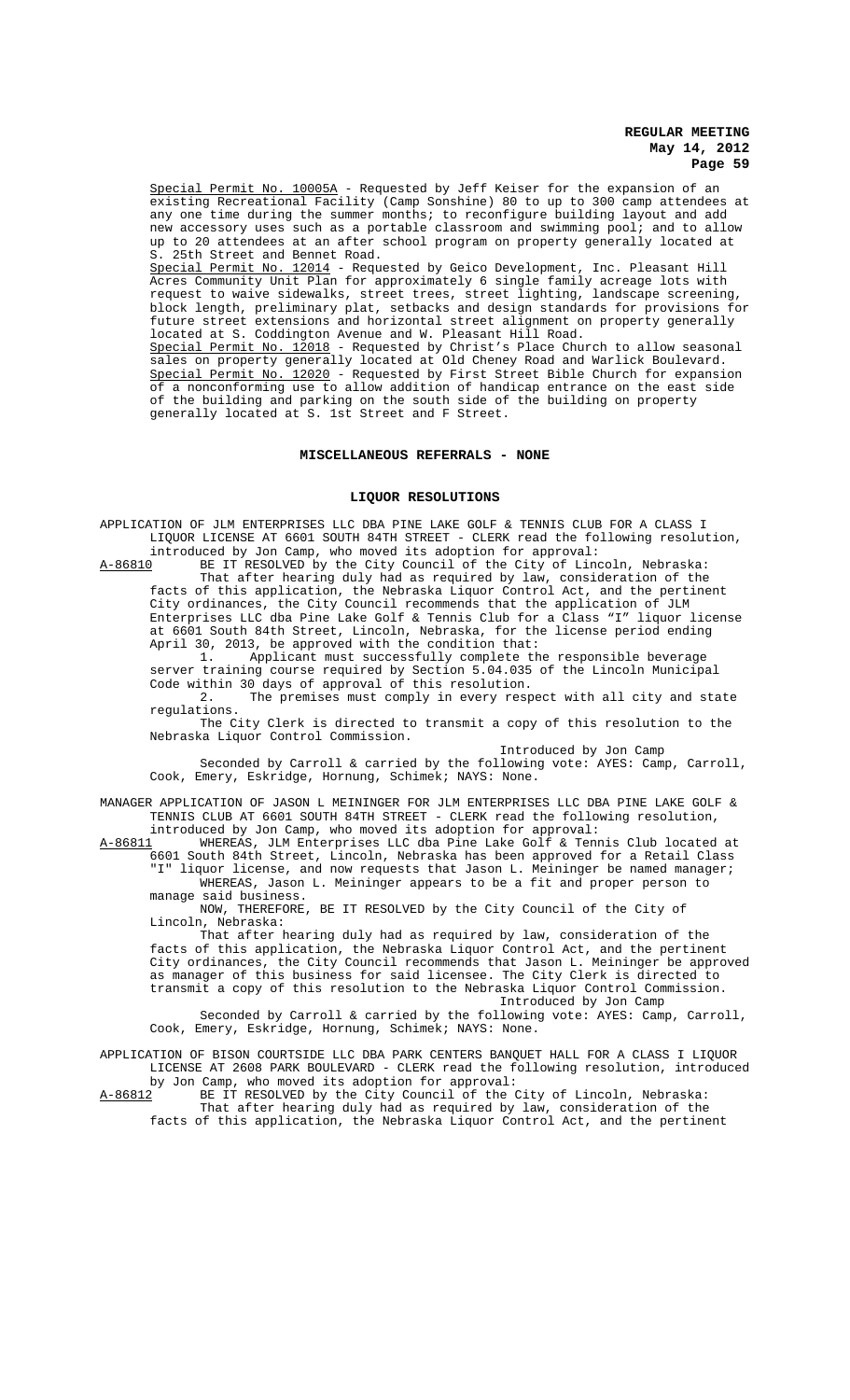Special Permit No. 10005A - Requested by Jeff Keiser for the expansion of an existing Recreational Facility (Camp Sonshine) 80 to up to 300 camp attendees at any one time during the summer months; to reconfigure building layout and add new accessory uses such as a portable classroom and swimming pool; and to allow up to 20 attendees at an after school program on property generally located at S. 25th Street and Bennet Road.

Special Permit No. 12014 - Requested by Geico Development, Inc. Pleasant Hill Acres Community Unit Plan for approximately 6 single family acreage lots with request to waive sidewalks, street trees, street lighting, landscape screening, block length, preliminary plat, setbacks and design standards for provisions for future street extensions and horizontal street alignment on property generally located at S. Coddington Avenue and W. Pleasant Hill Road.

Special Permit No. 12018 - Requested by Christ's Place Church to allow seasonal sales on property generally located at Old Cheney Road and Warlick Boulevard.

Special Permit No. 12020 - Requested by First Street Bible Church for expansion of a nonconforming use to allow addition of handicap entrance on the east side of the building and parking on the south side of the building on property generally located at S. 1st Street and F Street.

## MISCELLANEOUS REFERRALS - NONE

## LIQUOR RESOLUTIONS

APPLICATION OF JLM ENTERPRISES LLC DBA PINE LAKE GOLF & TENNIS CLUB FOR A CLASS I LIQUOR LICENSE AT 6601 SOUTH 84TH STREET - CLERK read the following resolution, introduced by Jon Camp, who moved its adoption for approval:

A-86810 BE IT RESOLVED by the City Council of the City of Lincoln, Nebraska:

That after hearing duly had as required by law, consideration of the facts of this application, the Nebraska Liquor Control Act, and the pertinent City ordinances, the City Council recommends that the application of JLM Enterprises LLC dba Pine Lake Golf & Tennis Club for a Class "I" liquor license at 6601 South 84th Street, Lincoln, Nebraska, for the license period ending April 30, 2013, be approved with the condition that:

1. Applicant must successfully complete the responsible beverage server training course required by Section 5.04.035 of the Lincoln Municipal Code within 30 days of approval of this resolution.
2. The premises must comply in every respect with all city and state regulations.

The City Clerk is directed to transmit a copy of this resolution to the Nebraska Liquor Control Commission.

Introduced by Jon Camp

Seconded by Carroll & carried by the following vote: AYES: Camp, Carroll, Cook, Emery, Eskridge, Hornung, Schimek; NAYS: None.

MANAGER APPLICATION OF JASON L MEININGER FOR JLM ENTERPRISES LLC DBA PINE LAKE GOLF & TENNIS CLUB AT 6601 SOUTH 84TH STREET - CLERK read the following resolution, introduced by Jon Camp, who moved its adoption for approval:

A-86811 WHEREAS, JLM Enterprises LLC dba Pine Lake Golf & Tennis Club located at 6601 South 84th Street, Lincoln, Nebraska has been approved for a Retail Class "I" liquor license, and now requests that Jason L. Meininger be named manager;

WHEREAS, Jason L. Meininger appears to be a fit and proper person to manage said business.

NOW, THEREFORE, BE IT RESOLVED by the City Council of the City of Lincoln, Nebraska:

That after hearing duly had as required by law, consideration of the facts of this application, the Nebraska Liquor Control Act, and the pertinent City ordinances, the City Council recommends that Jason L. Meininger be approved as manager of this business for said licensee. The City Clerk is directed to transmit a copy of this resolution to the Nebraska Liquor Control Commission.

Introduced by Jon Camp

Seconded by Carroll & carried by the following vote: AYES: Camp, Carroll, Cook, Emery, Eskridge, Hornung, Schimek; NAYS: None.

APPLICATION OF BISON COURTSIDE LLC DBA PARK CENTERS BANQUET HALL FOR A CLASS I LIQUOR LICENSE AT 2608 PARK BOULEVARD - CLERK read the following resolution, introduced by Jon Camp, who moved its adoption for approval:

A-86812 BE IT RESOLVED by the City Council of the City of Lincoln, Nebraska:

That after hearing duly had as required by law, consideration of the facts of this application, the Nebraska Liquor Control Act, and the pertinent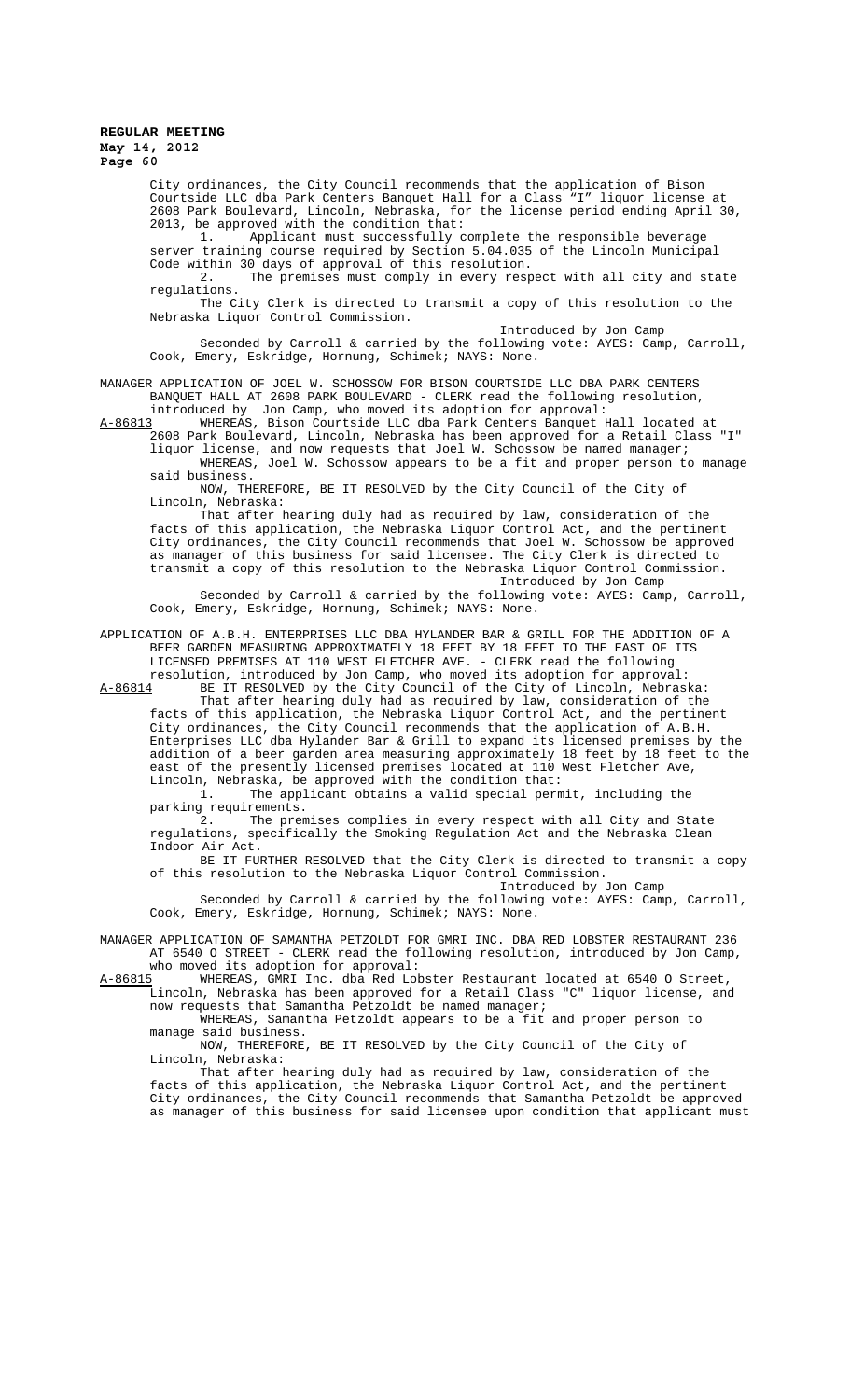City ordinances, the City Council recommends that the application of Bison Courtside LLC dba Park Centers Banquet Hall for a Class "I" liquor license at 2608 Park Boulevard, Lincoln, Nebraska, for the license period ending April 30, 2013, be approved with the condition that:

1. Applicant must successfully complete the responsible beverage server training course required by Section 5.04.035 of the Lincoln Municipal Code within 30 days of approval of this resolution.
2. The premises must comply in every respect with all city and state regulations.

The City Clerk is directed to transmit a copy of this resolution to the Nebraska Liquor Control Commission.

Introduced by Jon Camp

Seconded by Carroll & carried by the following vote: AYES: Camp, Carroll, Cook, Emery, Eskridge, Hornung, Schimek; NAYS: None.

MANAGER APPLICATION OF JOEL W. SCHOSSOW FOR BISON COURTSIDE LLC DBA PARK CENTERS BANQUET HALL AT 2608 PARK BOULEVARD - CLERK read the following resolution, introduced by Jon Camp, who moved its adoption for approval:

A-86813 WHEREAS, Bison Courtside LLC dba Park Centers Banquet Hall located at 2608 Park Boulevard, Lincoln, Nebraska has been approved for a Retail Class "I" liquor license, and now requests that Joel W. Schossow be named manager;

WHEREAS, Joel W. Schossow appears to be a fit and proper person to manage said business.

NOW, THEREFORE, BE IT RESOLVED by the City Council of the City of Lincoln, Nebraska:

That after hearing duly had as required by law, consideration of the facts of this application, the Nebraska Liquor Control Act, and the pertinent City ordinances, the City Council recommends that Joel W. Schossow be approved as manager of this business for said licensee. The City Clerk is directed to transmit a copy of this resolution to the Nebraska Liquor Control Commission.

Introduced by Jon Camp

Seconded by Carroll & carried by the following vote: AYES: Camp, Carroll, Cook, Emery, Eskridge, Hornung, Schimek; NAYS: None.

APPLICATION OF A.B.H. ENTERPRISES LLC DBA HYLANDER BAR & GRILL FOR THE ADDITION OF A BEER GARDEN MEASURING APPROXIMATELY 18 FEET BY 18 FEET TO THE EAST OF ITS LICENSED PREMISES AT 110 WEST FLETCHER AVE. - CLERK read the following resolution, introduced by Jon Camp, who moved its adoption for approval:

A-86814 BE IT RESOLVED by the City Council of the City of Lincoln, Nebraska:

That after hearing duly had as required by law, consideration of the facts of this application, the Nebraska Liquor Control Act, and the pertinent City ordinances, the City Council recommends that the application of A.B.H. Enterprises LLC dba Hylander Bar & Grill to expand its licensed premises by the addition of a beer garden area measuring approximately 18 feet by 18 feet to the east of the presently licensed premises located at 110 West Fletcher Ave, Lincoln, Nebraska, be approved with the condition that:

1. The applicant obtains a valid special permit, including the parking requirements.
2. The premises complies in every respect with all City and State regulations, specifically the Smoking Regulation Act and the Nebraska Clean Indoor Air Act.

BE IT FURTHER RESOLVED that the City Clerk is directed to transmit a copy of this resolution to the Nebraska Liquor Control Commission.

Introduced by Jon Camp

Seconded by Carroll & carried by the following vote: AYES: Camp, Carroll, Cook, Emery, Eskridge, Hornung, Schimek; NAYS: None.

MANAGER APPLICATION OF SAMANTHA PETZOLDT FOR GMRI INC. DBA RED LOBSTER RESTAURANT 236 AT 6540 O STREET - CLERK read the following resolution, introduced by Jon Camp, who moved its adoption for approval:

A-86815 WHEREAS, GMRI Inc. dba Red Lobster Restaurant located at 6540 O Street, Lincoln, Nebraska has been approved for a Retail Class "C" liquor license, and now requests that Samantha Petzoldt be named manager;

WHEREAS, Samantha Petzoldt appears to be a fit and proper person to manage said business.

NOW, THEREFORE, BE IT RESOLVED by the City Council of the City of Lincoln, Nebraska:

That after hearing duly had as required by law, consideration of the facts of this application, the Nebraska Liquor Control Act, and the pertinent City ordinances, the City Council recommends that Samantha Petzoldt be approved as manager of this business for said licensee upon condition that applicant must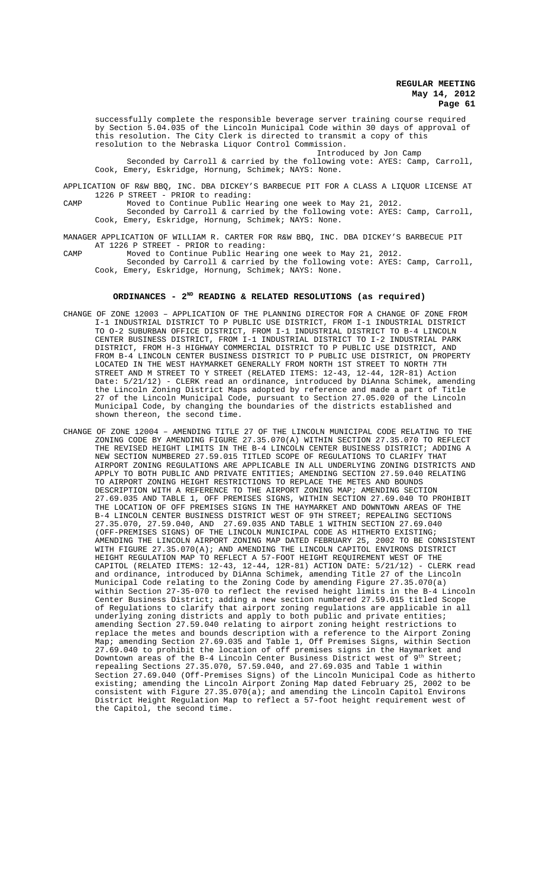successfully complete the responsible beverage server training course required by Section 5.04.035 of the Lincoln Municipal Code within 30 days of approval of this resolution. The City Clerk is directed to transmit a copy of this resolution to the Nebraska Liquor Control Commission.

Introduced by Jon Camp

Seconded by Carroll & carried by the following vote: AYES: Camp, Carroll, Cook, Emery, Eskridge, Hornung, Schimek; NAYS: None.

APPLICATION OF R&W BBQ, INC. DBA DICKEY'S BARBECUE PIT FOR A CLASS A LIQUOR LICENSE AT 1226 P STREET - PRIOR to reading:

CAMP Moved to Continue Public Hearing one week to May 21, 2012.

Seconded by Carroll & carried by the following vote: AYES: Camp, Carroll, Cook, Emery, Eskridge, Hornung, Schimek; NAYS: None.

MANAGER APPLICATION OF WILLIAM R. CARTER FOR R&W BBQ, INC. DBA DICKEY'S BARBECUE PIT AT 1226 P STREET - PRIOR to reading:

CAMP Moved to Continue Public Hearing one week to May 21, 2012.

Seconded by Carroll & carried by the following vote: AYES: Camp, Carroll, Cook, Emery, Eskridge, Hornung, Schimek; NAYS: None.

## ORDINANCES - 2ND READING & RELATED RESOLUTIONS (as required)

CHANGE OF ZONE 12003 – APPLICATION OF THE PLANNING DIRECTOR FOR A CHANGE OF ZONE FROM I-1 INDUSTRIAL DISTRICT TO P PUBLIC USE DISTRICT, FROM I-1 INDUSTRIAL DISTRICT TO O-2 SUBURBAN OFFICE DISTRICT, FROM I-1 INDUSTRIAL DISTRICT TO B-4 LINCOLN CENTER BUSINESS DISTRICT, FROM I-1 INDUSTRIAL DISTRICT TO I-2 INDUSTRIAL PARK DISTRICT, FROM H-3 HIGHWAY COMMERCIAL DISTRICT TO P PUBLIC USE DISTRICT, AND FROM B-4 LINCOLN CENTER BUSINESS DISTRICT TO P PUBLIC USE DISTRICT, ON PROPERTY LOCATED IN THE WEST HAYMARKET GENERALLY FROM NORTH 1ST STREET TO NORTH 7TH STREET AND M STREET TO Y STREET (RELATED ITEMS: 12-43, 12-44, 12R-81) Action Date: 5/21/12) - CLERK read an ordinance, introduced by DiAnna Schimek, amending the Lincoln Zoning District Maps adopted by reference and made a part of Title 27 of the Lincoln Municipal Code, pursuant to Section 27.05.020 of the Lincoln Municipal Code, by changing the boundaries of the districts established and shown thereon, the second time.

CHANGE OF ZONE 12004 – AMENDING TITLE 27 OF THE LINCOLN MUNICIPAL CODE RELATING TO THE ZONING CODE BY AMENDING FIGURE 27.35.070(A) WITHIN SECTION 27.35.070 TO REFLECT THE REVISED HEIGHT LIMITS IN THE B-4 LINCOLN CENTER BUSINESS DISTRICT; ADDING A NEW SECTION NUMBERED 27.59.015 TITLED SCOPE OF REGULATIONS TO CLARIFY THAT AIRPORT ZONING REGULATIONS ARE APPLICABLE IN ALL UNDERLYING ZONING DISTRICTS AND APPLY TO BOTH PUBLIC AND PRIVATE ENTITIES; AMENDING SECTION 27.59.040 RELATING TO AIRPORT ZONING HEIGHT RESTRICTIONS TO REPLACE THE METES AND BOUNDS DESCRIPTION WITH A REFERENCE TO THE AIRPORT ZONING MAP; AMENDING SECTION 27.69.035 AND TABLE 1, OFF PREMISES SIGNS, WITHIN SECTION 27.69.040 TO PROHIBIT THE LOCATION OF OFF PREMISES SIGNS IN THE HAYMARKET AND DOWNTOWN AREAS OF THE B-4 LINCOLN CENTER BUSINESS DISTRICT WEST OF 9TH STREET; REPEALING SECTIONS 27.35.070, 27.59.040, AND 27.69.035 AND TABLE 1 WITHIN SECTION 27.69.040 (OFF-PREMISES SIGNS) OF THE LINCOLN MUNICIPAL CODE AS HITHERTO EXISTING; AMENDING THE LINCOLN AIRPORT ZONING MAP DATED FEBRUARY 25, 2002 TO BE CONSISTENT WITH FIGURE 27.35.070(A); AND AMENDING THE LINCOLN CAPITOL ENVIRONS DISTRICT HEIGHT REGULATION MAP TO REFLECT A 57-FOOT HEIGHT REQUIREMENT WEST OF THE CAPITOL (RELATED ITEMS: 12-43, 12-44, 12R-81) ACTION DATE: 5/21/12) - CLERK read and ordinance, introduced by DiAnna Schimek, amending Title 27 of the Lincoln Municipal Code relating to the Zoning Code by amending Figure 27.35.070(a) within Section 27-35-070 to reflect the revised height limits in the B-4 Lincoln Center Business District; adding a new section numbered 27.59.015 titled Scope of Regulations to clarify that airport zoning regulations are applicable in all underlying zoning districts and apply to both public and private entities; amending Section 27.59.040 relating to airport zoning height restrictions to replace the metes and bounds description with a reference to the Airport Zoning Map; amending Section 27.69.035 and Table 1, Off Premises Signs, within Section 27.69.040 to prohibit the location of off premises signs in the Haymarket and Downtown areas of the B-4 Lincoln Center Business District west of 9th Street; repealing Sections 27.35.070, 57.59.040, and 27.69.035 and Table 1 within Section 27.69.040 (Off-Premises Signs) of the Lincoln Municipal Code as hitherto existing; amending the Lincoln Airport Zoning Map dated February 25, 2002 to be consistent with Figure 27.35.070(a); and amending the Lincoln Capitol Environs District Height Regulation Map to reflect a 57-foot height requirement west of the Capitol, the second time.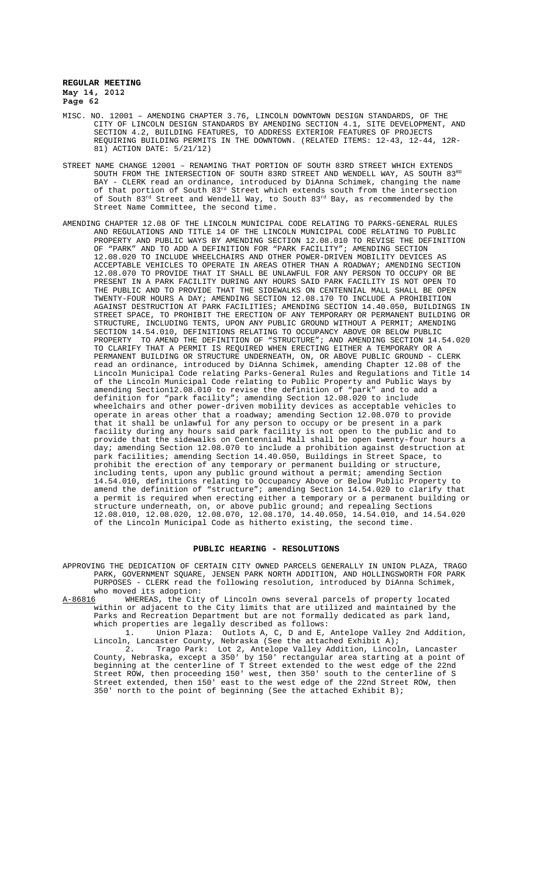MISC. NO. 12001 – AMENDING CHAPTER 3.76, LINCOLN DOWNTOWN DESIGN STANDARDS, OF THE CITY OF LINCOLN DESIGN STANDARDS BY AMENDING SECTION 4.1, SITE DEVELOPMENT, AND SECTION 4.2, BUILDING FEATURES, TO ADDRESS EXTERIOR FEATURES OF PROJECTS REQUIRING BUILDING PERMITS IN THE DOWNTOWN. (RELATED ITEMS: 12-43, 12-44, 12R-81) ACTION DATE: 5/21/12)

STREET NAME CHANGE 12001 – RENAMING THAT PORTION OF SOUTH 83RD STREET WHICH EXTENDS SOUTH FROM THE INTERSECTION OF SOUTH 83RD STREET AND WENDELL WAY, AS SOUTH 83RD BAY - CLERK read an ordinance, introduced by DiAnna Schimek, changing the name of that portion of South 83rd Street which extends south from the intersection of South 83rd Street and Wendell Way, to South 83rd Bay, as recommended by the Street Name Committee, the second time.

AMENDING CHAPTER 12.08 OF THE LINCOLN MUNICIPAL CODE RELATING TO PARKS-GENERAL RULES AND REGULATIONS AND TITLE 14 OF THE LINCOLN MUNICIPAL CODE RELATING TO PUBLIC PROPERTY AND PUBLIC WAYS BY AMENDING SECTION 12.08.010 TO REVISE THE DEFINITION OF "PARK" AND TO ADD A DEFINITION FOR "PARK FACILITY"; AMENDING SECTION 12.08.020 TO INCLUDE WHEELCHAIRS AND OTHER POWER-DRIVEN MOBILITY DEVICES AS ACCEPTABLE VEHICLES TO OPERATE IN AREAS OTHER THAN A ROADWAY; AMENDING SECTION 12.08.070 TO PROVIDE THAT IT SHALL BE UNLAWFUL FOR ANY PERSON TO OCCUPY OR BE PRESENT IN A PARK FACILITY DURING ANY HOURS SAID PARK FACILITY IS NOT OPEN TO THE PUBLIC AND TO PROVIDE THAT THE SIDEWALKS ON CENTENNIAL MALL SHALL BE OPEN TWENTY-FOUR HOURS A DAY; AMENDING SECTION 12.08.170 TO INCLUDE A PROHIBITION AGAINST DESTRUCTION AT PARK FACILITIES; AMENDING SECTION 14.40.050, BUILDINGS IN STREET SPACE, TO PROHIBIT THE ERECTION OF ANY TEMPORARY OR PERMANENT BUILDING OR STRUCTURE, INCLUDING TENTS, UPON ANY PUBLIC GROUND WITHOUT A PERMIT; AMENDING SECTION 14.54.010, DEFINITIONS RELATING TO OCCUPANCY ABOVE OR BELOW PUBLIC PROPERTY TO AMEND THE DEFINITION OF "STRUCTURE"; AND AMENDING SECTION 14.54.020 TO CLARIFY THAT A PERMIT IS REQUIRED WHEN ERECTING EITHER A TEMPORARY OR A PERMANENT BUILDING OR STRUCTURE UNDERNEATH, ON, OR ABOVE PUBLIC GROUND - CLERK read an ordinance, introduced by DiAnna Schimek, amending Chapter 12.08 of the Lincoln Municipal Code relating Parks-General Rules and Regulations and Title 14 of the Lincoln Municipal Code relating to Public Property and Public Ways by amending Section12.08.010 to revise the definition of "park" and to add a definition for "park facility"; amending Section 12.08.020 to include wheelchairs and other power-driven mobility devices as acceptable vehicles to operate in areas other that a roadway; amending Section 12.08.070 to provide that it shall be unlawful for any person to occupy or be present in a park facility during any hours said park facility is not open to the public and to provide that the sidewalks on Centennial Mall shall be open twenty-four hours a day; amending Section 12.08.070 to include a prohibition against destruction at park facilities; amending Section 14.40.050, Buildings in Street Space, to prohibit the erection of any temporary or permanent building or structure, including tents, upon any public ground without a permit; amending Section 14.54.010, definitions relating to Occupancy Above or Below Public Property to amend the definition of "structure"; amending Section 14.54.020 to clarify that a permit is required when erecting either a temporary or a permanent building or structure underneath, on, or above public ground; and repealing Sections 12.08.010, 12.08.020, 12.08.070, 12.08.170, 14.40.050, 14.54.010, and 14.54.020 of the Lincoln Municipal Code as hitherto existing, the second time.

## PUBLIC HEARING - RESOLUTIONS

APPROVING THE DEDICATION OF CERTAIN CITY OWNED PARCELS GENERALLY IN UNION PLAZA, TRAGO PARK, GOVERNMENT SQUARE, JENSEN PARK NORTH ADDITION, AND HOLLINGSWORTH FOR PARK PURPOSES - CLERK read the following resolution, introduced by DiAnna Schimek, who moved its adoption:

A-86816 WHEREAS, the City of Lincoln owns several parcels of property located within or adjacent to the City limits that are utilized and maintained by the Parks and Recreation Department but are not formally dedicated as park land, which properties are legally described as follows:

1. Union Plaza: Outlots A, C, D and E, Antelope Valley 2nd Addition, Lincoln, Lancaster County, Nebraska (See the attached Exhibit A);

2. Trago Park: Lot 2, Antelope Valley Addition, Lincoln, Lancaster County, Nebraska, except a 350' by 150' rectangular area starting at a point of beginning at the centerline of T Street extended to the west edge of the 22nd Street ROW, then proceeding 150' west, then 350' south to the centerline of S Street extended, then 150' east to the west edge of the 22nd Street ROW, then 350' north to the point of beginning (See the attached Exhibit B);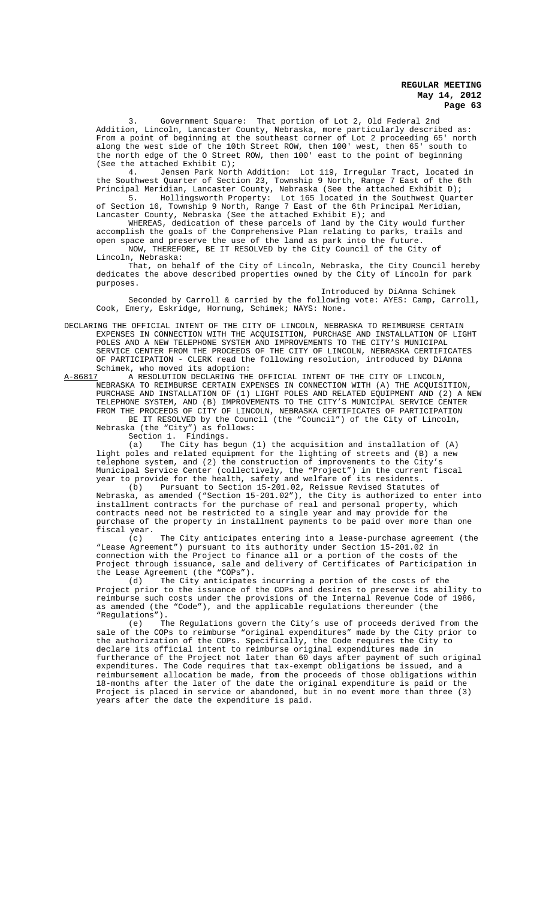3. Government Square: That portion of Lot 2, Old Federal 2nd Addition, Lincoln, Lancaster County, Nebraska, more particularly described as: From a point of beginning at the southeast corner of Lot 2 proceeding 65' north along the west side of the 10th Street ROW, then 100' west, then 65' south to the north edge of the O Street ROW, then 100' east to the point of beginning (See the attached Exhibit C);

4. Jensen Park North Addition: Lot 119, Irregular Tract, located in the Southwest Quarter of Section 23, Township 9 North, Range 7 East of the 6th Principal Meridian, Lancaster County, Nebraska (See the attached Exhibit D);

5. Hollingsworth Property: Lot 165 located in the Southwest Quarter of Section 16, Township 9 North, Range 7 East of the 6th Principal Meridian, Lancaster County, Nebraska (See the attached Exhibit E); and

WHEREAS, dedication of these parcels of land by the City would further accomplish the goals of the Comprehensive Plan relating to parks, trails and open space and preserve the use of the land as park into the future.

NOW, THEREFORE, BE IT RESOLVED by the City Council of the City of Lincoln, Nebraska:

That, on behalf of the City of Lincoln, Nebraska, the City Council hereby dedicates the above described properties owned by the City of Lincoln for park purposes.

Introduced by DiAnna Schimek

Seconded by Carroll & carried by the following vote: AYES: Camp, Carroll, Cook, Emery, Eskridge, Hornung, Schimek; NAYS: None.

DECLARING THE OFFICIAL INTENT OF THE CITY OF LINCOLN, NEBRASKA TO REIMBURSE CERTAIN EXPENSES IN CONNECTION WITH THE ACQUISITION, PURCHASE AND INSTALLATION OF LIGHT POLES AND A NEW TELEPHONE SYSTEM AND IMPROVEMENTS TO THE CITY'S MUNICIPAL SERVICE CENTER FROM THE PROCEEDS OF THE CITY OF LINCOLN, NEBRASKA CERTIFICATES OF PARTICIPATION - CLERK read the following resolution, introduced by DiAnna Schimek, who moved its adoption:

A-86817 A RESOLUTION DECLARING THE OFFICIAL INTENT OF THE CITY OF LINCOLN, NEBRASKA TO REIMBURSE CERTAIN EXPENSES IN CONNECTION WITH (A) THE ACQUISITION, PURCHASE AND INSTALLATION OF (1) LIGHT POLES AND RELATED EQUIPMENT AND (2) A NEW TELEPHONE SYSTEM, AND (B) IMPROVEMENTS TO THE CITY'S MUNICIPAL SERVICE CENTER FROM THE PROCEEDS OF CITY OF LINCOLN, NEBRASKA CERTIFICATES OF PARTICIPATION

BE IT RESOLVED by the Council (the "Council") of the City of Lincoln, Nebraska (the "City") as follows:

Section 1. Findings.

(a) The City has begun (1) the acquisition and installation of (A) light poles and related equipment for the lighting of streets and (B) a new telephone system, and (2) the construction of improvements to the City's Municipal Service Center (collectively, the "Project") in the current fiscal year to provide for the health, safety and welfare of its residents.

(b) Pursuant to Section 15-201.02, Reissue Revised Statutes of Nebraska, as amended ("Section 15-201.02"), the City is authorized to enter into installment contracts for the purchase of real and personal property, which contracts need not be restricted to a single year and may provide for the purchase of the property in installment payments to be paid over more than one fiscal year.

(c) The City anticipates entering into a lease-purchase agreement (the "Lease Agreement") pursuant to its authority under Section 15-201.02 in connection with the Project to finance all or a portion of the costs of the Project through issuance, sale and delivery of Certificates of Participation in the Lease Agreement (the "COPs").

(d) The City anticipates incurring a portion of the costs of the Project prior to the issuance of the COPs and desires to preserve its ability to reimburse such costs under the provisions of the Internal Revenue Code of 1986, as amended (the "Code"), and the applicable regulations thereunder (the "Regulations").

(e) The Regulations govern the City's use of proceeds derived from the sale of the COPs to reimburse "original expenditures" made by the City prior to the authorization of the COPs. Specifically, the Code requires the City to declare its official intent to reimburse original expenditures made in furtherance of the Project not later than 60 days after payment of such original expenditures. The Code requires that tax-exempt obligations be issued, and a reimbursement allocation be made, from the proceeds of those obligations within 18-months after the later of the date the original expenditure is paid or the Project is placed in service or abandoned, but in no event more than three (3) years after the date the expenditure is paid.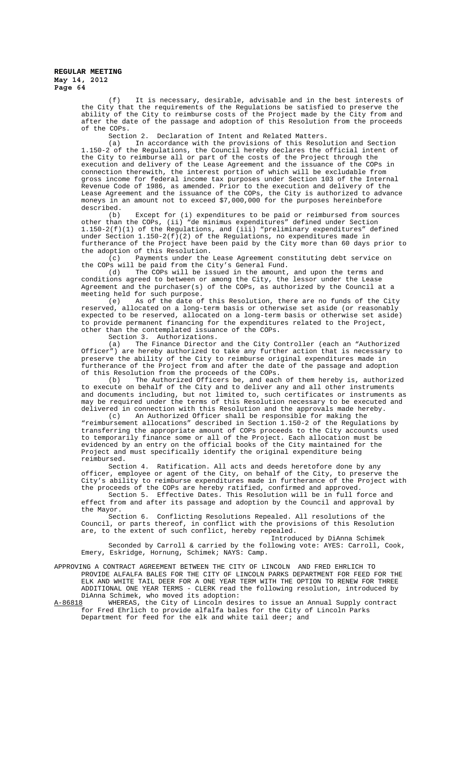(f) It is necessary, desirable, advisable and in the best interests of the City that the requirements of the Regulations be satisfied to preserve the ability of the City to reimburse costs of the Project made by the City from and after the date of the passage and adoption of this Resolution from the proceeds of the COPs.

Section 2. Declaration of Intent and Related Matters.

(a) In accordance with the provisions of this Resolution and Section 1.150-2 of the Regulations, the Council hereby declares the official intent of the City to reimburse all or part of the costs of the Project through the execution and delivery of the Lease Agreement and the issuance of the COPs in connection therewith, the interest portion of which will be excludable from gross income for federal income tax purposes under Section 103 of the Internal Revenue Code of 1986, as amended. Prior to the execution and delivery of the Lease Agreement and the issuance of the COPs, the City is authorized to advance moneys in an amount not to exceed $7,000,000 for the purposes hereinbefore described.

(b) Except for (i) expenditures to be paid or reimbursed from sources other than the COPs, (ii) "de minimus expenditures" defined under Section 1.150-2(f)(1) of the Regulations, and (iii) "preliminary expenditures" defined under Section 1.150-2(f)(2) of the Regulations, no expenditures made in furtherance of the Project have been paid by the City more than 60 days prior to the adoption of this Resolution.

(c) Payments under the Lease Agreement constituting debt service on the COPs will be paid from the City's General Fund.

(d) The COPs will be issued in the amount, and upon the terms and conditions agreed to between or among the City, the lessor under the Lease Agreement and the purchaser(s) of the COPs, as authorized by the Council at a meeting held for such purpose.

(e) As of the date of this Resolution, there are no funds of the City reserved, allocated on a long-term basis or otherwise set aside (or reasonably expected to be reserved, allocated on a long-term basis or otherwise set aside) to provide permanent financing for the expenditures related to the Project, other than the contemplated issuance of the COPs.

Section 3. Authorizations.

(a) The Finance Director and the City Controller (each an "Authorized Officer") are hereby authorized to take any further action that is necessary to preserve the ability of the City to reimburse original expenditures made in furtherance of the Project from and after the date of the passage and adoption of this Resolution from the proceeds of the COPs.

(b) The Authorized Officers be, and each of them hereby is, authorized to execute on behalf of the City and to deliver any and all other instruments and documents including, but not limited to, such certificates or instruments as may be required under the terms of this Resolution necessary to be executed and delivered in connection with this Resolution and the approvals made hereby.

(c) An Authorized Officer shall be responsible for making the "reimbursement allocations" described in Section 1.150-2 of the Regulations by transferring the appropriate amount of COPs proceeds to the City accounts used to temporarily finance some or all of the Project. Each allocation must be evidenced by an entry on the official books of the City maintained for the Project and must specifically identify the original expenditure being reimbursed.

Section 4. Ratification. All acts and deeds heretofore done by any officer, employee or agent of the City, on behalf of the City, to preserve the City's ability to reimburse expenditures made in furtherance of the Project with the proceeds of the COPs are hereby ratified, confirmed and approved.

Section 5. Effective Dates. This Resolution will be in full force and effect from and after its passage and adoption by the Council and approval by the Mayor.

Section 6. Conflicting Resolutions Repealed. All resolutions of the Council, or parts thereof, in conflict with the provisions of this Resolution are, to the extent of such conflict, hereby repealed.

Introduced by DiAnna Schimek

Seconded by Carroll & carried by the following vote: AYES: Carroll, Cook, Emery, Eskridge, Hornung, Schimek; NAYS: Camp.

APPROVING A CONTRACT AGREEMENT BETWEEN THE CITY OF LINCOLN AND FRED EHRLICH TO PROVIDE ALFALFA BALES FOR THE CITY OF LINCOLN PARKS DEPARTMENT FOR FEED FOR THE ELK AND WHITE TAIL DEER FOR A ONE YEAR TERM WITH THE OPTION TO RENEW FOR THREE ADDITIONAL ONE YEAR TERMS - CLERK read the following resolution, introduced by DiAnna Schimek, who moved its adoption:

A-86818 WHEREAS, the City of Lincoln desires to issue an Annual Supply contract for Fred Ehrlich to provide alfalfa bales for the City of Lincoln Parks Department for feed for the elk and white tail deer; and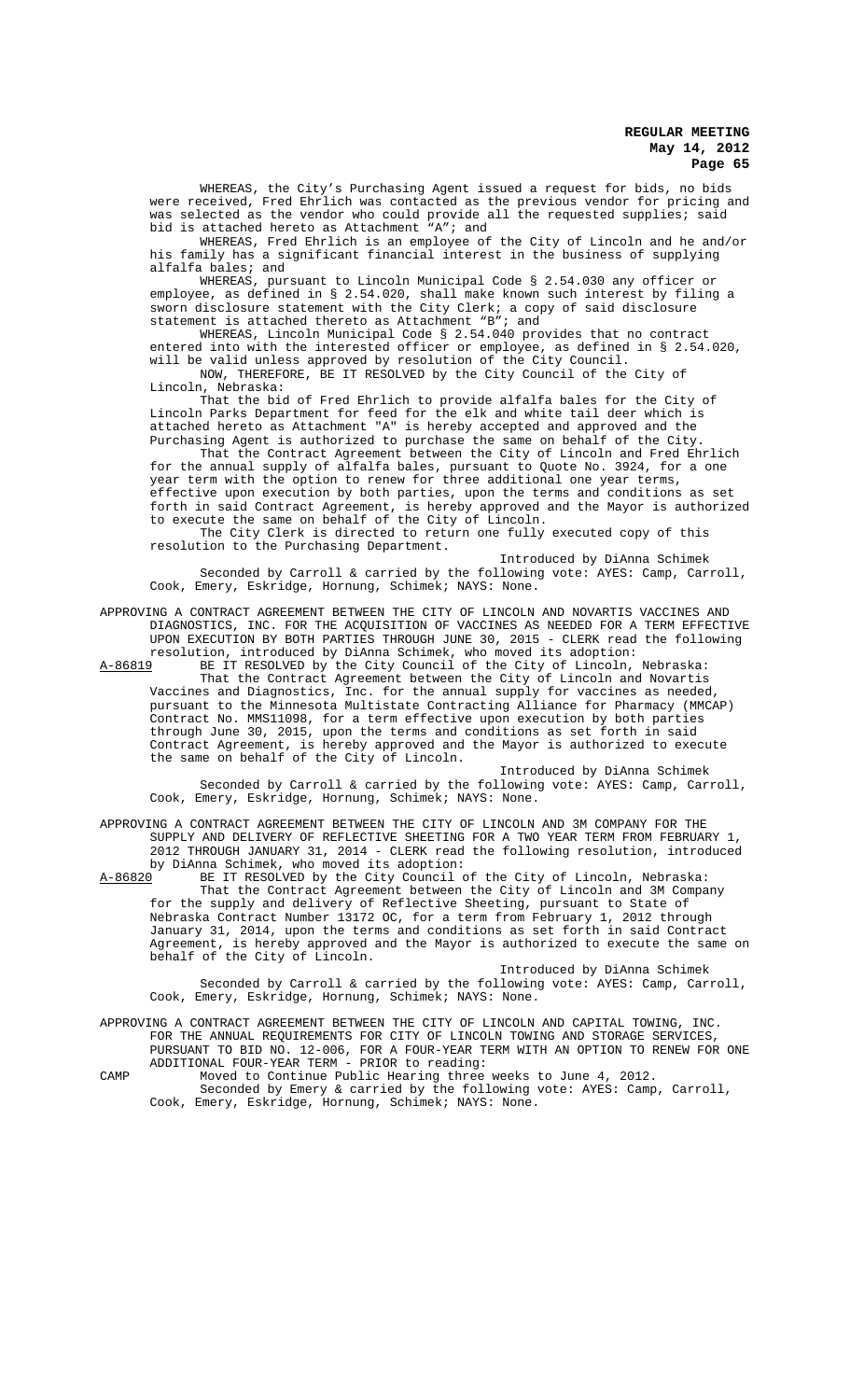WHEREAS, the City's Purchasing Agent issued a request for bids, no bids were received, Fred Ehrlich was contacted as the previous vendor for pricing and was selected as the vendor who could provide all the requested supplies; said bid is attached hereto as Attachment "A"; and

WHEREAS, Fred Ehrlich is an employee of the City of Lincoln and he and/or his family has a significant financial interest in the business of supplying alfalfa bales; and

WHEREAS, pursuant to Lincoln Municipal Code § 2.54.030 any officer or employee, as defined in § 2.54.020, shall make known such interest by filing a sworn disclosure statement with the City Clerk; a copy of said disclosure statement is attached thereto as Attachment "B"; and

WHEREAS, Lincoln Municipal Code § 2.54.040 provides that no contract entered into with the interested officer or employee, as defined in § 2.54.020, will be valid unless approved by resolution of the City Council.

NOW, THEREFORE, BE IT RESOLVED by the City Council of the City of Lincoln, Nebraska:

That the bid of Fred Ehrlich to provide alfalfa bales for the City of Lincoln Parks Department for feed for the elk and white tail deer which is attached hereto as Attachment "A" is hereby accepted and approved and the Purchasing Agent is authorized to purchase the same on behalf of the City.

That the Contract Agreement between the City of Lincoln and Fred Ehrlich for the annual supply of alfalfa bales, pursuant to Quote No. 3924, for a one year term with the option to renew for three additional one year terms, effective upon execution by both parties, upon the terms and conditions as set forth in said Contract Agreement, is hereby approved and the Mayor is authorized to execute the same on behalf of the City of Lincoln.

The City Clerk is directed to return one fully executed copy of this resolution to the Purchasing Department.

Introduced by DiAnna Schimek

Seconded by Carroll & carried by the following vote: AYES: Camp, Carroll, Cook, Emery, Eskridge, Hornung, Schimek; NAYS: None.

APPROVING A CONTRACT AGREEMENT BETWEEN THE CITY OF LINCOLN AND NOVARTIS VACCINES AND DIAGNOSTICS, INC. FOR THE ACQUISITION OF VACCINES AS NEEDED FOR A TERM EFFECTIVE UPON EXECUTION BY BOTH PARTIES THROUGH JUNE 30, 2015 - CLERK read the following resolution, introduced by DiAnna Schimek, who moved its adoption:

A-86819 BE IT RESOLVED by the City Council of the City of Lincoln, Nebraska:

That the Contract Agreement between the City of Lincoln and Novartis Vaccines and Diagnostics, Inc. for the annual supply for vaccines as needed, pursuant to the Minnesota Multistate Contracting Alliance for Pharmacy (MMCAP) Contract No. MMS11098, for a term effective upon execution by both parties through June 30, 2015, upon the terms and conditions as set forth in said Contract Agreement, is hereby approved and the Mayor is authorized to execute the same on behalf of the City of Lincoln.

Introduced by DiAnna Schimek

Seconded by Carroll & carried by the following vote: AYES: Camp, Carroll, Cook, Emery, Eskridge, Hornung, Schimek; NAYS: None.

APPROVING A CONTRACT AGREEMENT BETWEEN THE CITY OF LINCOLN AND 3M COMPANY FOR THE SUPPLY AND DELIVERY OF REFLECTIVE SHEETING FOR A TWO YEAR TERM FROM FEBRUARY 1, 2012 THROUGH JANUARY 31, 2014 - CLERK read the following resolution, introduced by DiAnna Schimek, who moved its adoption:

A-86820 BE IT RESOLVED by the City Council of the City of Lincoln, Nebraska:

That the Contract Agreement between the City of Lincoln and 3M Company for the supply and delivery of Reflective Sheeting, pursuant to State of Nebraska Contract Number 13172 OC, for a term from February 1, 2012 through January 31, 2014, upon the terms and conditions as set forth in said Contract Agreement, is hereby approved and the Mayor is authorized to execute the same on behalf of the City of Lincoln.

Introduced by DiAnna Schimek

Seconded by Carroll & carried by the following vote: AYES: Camp, Carroll, Cook, Emery, Eskridge, Hornung, Schimek; NAYS: None.

APPROVING A CONTRACT AGREEMENT BETWEEN THE CITY OF LINCOLN AND CAPITAL TOWING, INC. FOR THE ANNUAL REQUIREMENTS FOR CITY OF LINCOLN TOWING AND STORAGE SERVICES, PURSUANT TO BID NO. 12-006, FOR A FOUR-YEAR TERM WITH AN OPTION TO RENEW FOR ONE ADDITIONAL FOUR-YEAR TERM - PRIOR to reading:

CAMP Moved to Continue Public Hearing three weeks to June 4, 2012.

Seconded by Emery & carried by the following vote: AYES: Camp, Carroll, Cook, Emery, Eskridge, Hornung, Schimek; NAYS: None.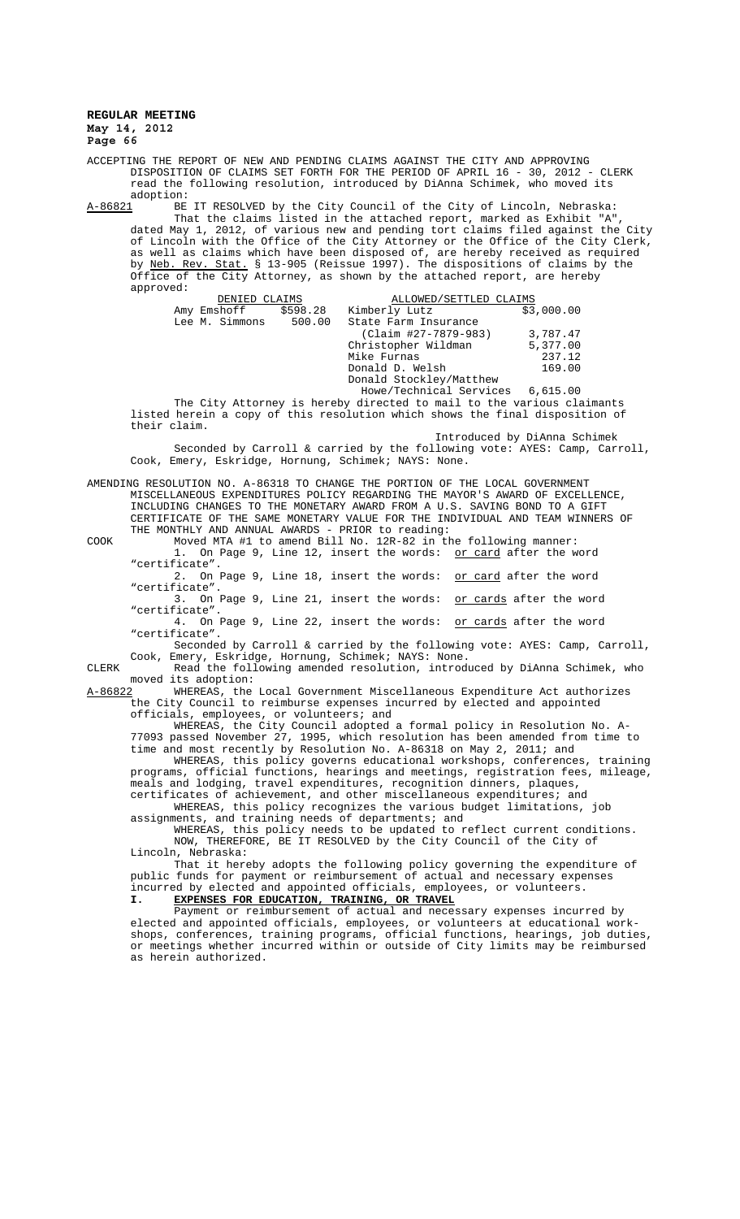ACCEPTING THE REPORT OF NEW AND PENDING CLAIMS AGAINST THE CITY AND APPROVING DISPOSITION OF CLAIMS SET FORTH FOR THE PERIOD OF APRIL 16 - 30, 2012 - CLERK read the following resolution, introduced by DiAnna Schimek, who moved its adoption:

A-86821 BE IT RESOLVED by the City Council of the City of Lincoln, Nebraska:

That the claims listed in the attached report, marked as Exhibit "A", dated May 1, 2012, of various new and pending tort claims filed against the City of Lincoln with the Office of the City Attorney or the Office of the City Clerk, as well as claims which have been disposed of, are hereby received as required by Neb. Rev. Stat. § 13-905 (Reissue 1997). The dispositions of claims by the Office of the City Attorney, as shown by the attached report, are hereby approved:

| DENIED CLAIMS | | ALLOWED/SETTLED CLAIMS | |
|---|---|---|---|
| Amy Emshoff | $598.28 | Kimberly Lutz | $3,000.00 |
| Lee M. Simmons | 500.00 | State Farm Insurance (Claim #27-7879-983) | 3,787.47 |
| | | Christopher Wildman | 5,377.00 |
| | | Mike Furnas | 237.12 |
| | | Donald D. Welsh | 169.00 |
| | | Donald Stockley/Matthew Howe/Technical Services | 6,615.00 |

The City Attorney is hereby directed to mail to the various claimants listed herein a copy of this resolution which shows the final disposition of their claim.

Introduced by DiAnna Schimek

Seconded by Carroll & carried by the following vote: AYES: Camp, Carroll, Cook, Emery, Eskridge, Hornung, Schimek; NAYS: None.

AMENDING RESOLUTION NO. A-86318 TO CHANGE THE PORTION OF THE LOCAL GOVERNMENT MISCELLANEOUS EXPENDITURES POLICY REGARDING THE MAYOR'S AWARD OF EXCELLENCE, INCLUDING CHANGES TO THE MONETARY AWARD FROM A U.S. SAVING BOND TO A GIFT CERTIFICATE OF THE SAME MONETARY VALUE FOR THE INDIVIDUAL AND TEAM WINNERS OF THE MONTHLY AND ANNUAL AWARDS - PRIOR to reading:

COOK Moved MTA #1 to amend Bill No. 12R-82 in the following manner:

1. On Page 9, Line 12, insert the words: or card after the word "certificate".
2. On Page 9, Line 18, insert the words: or card after the word "certificate".
3. On Page 9, Line 21, insert the words: or cards after the word "certificate".
4. On Page 9, Line 22, insert the words: or cards after the word "certificate".

Seconded by Carroll & carried by the following vote: AYES: Camp, Carroll, Cook, Emery, Eskridge, Hornung, Schimek; NAYS: None.

CLERK Read the following amended resolution, introduced by DiAnna Schimek, who moved its adoption:

A-86822 WHEREAS, the Local Government Miscellaneous Expenditure Act authorizes the City Council to reimburse expenses incurred by elected and appointed officials, employees, or volunteers; and

WHEREAS, the City Council adopted a formal policy in Resolution No. A-77093 passed November 27, 1995, which resolution has been amended from time to time and most recently by Resolution No. A-86318 on May 2, 2011; and

WHEREAS, this policy governs educational workshops, conferences, training programs, official functions, hearings and meetings, registration fees, mileage, meals and lodging, travel expenditures, recognition dinners, plaques, certificates of achievement, and other miscellaneous expenditures; and

WHEREAS, this policy recognizes the various budget limitations, job assignments, and training needs of departments; and

WHEREAS, this policy needs to be updated to reflect current conditions.

NOW, THEREFORE, BE IT RESOLVED by the City Council of the City of Lincoln, Nebraska:

That it hereby adopts the following policy governing the expenditure of public funds for payment or reimbursement of actual and necessary expenses incurred by elected and appointed officials, employees, or volunteers.

**I. EXPENSES FOR EDUCATION, TRAINING, OR TRAVEL**

Payment or reimbursement of actual and necessary expenses incurred by elected and appointed officials, employees, or volunteers at educational workshops, conferences, training programs, official functions, hearings, job duties, or meetings whether incurred within or outside of City limits may be reimbursed as herein authorized.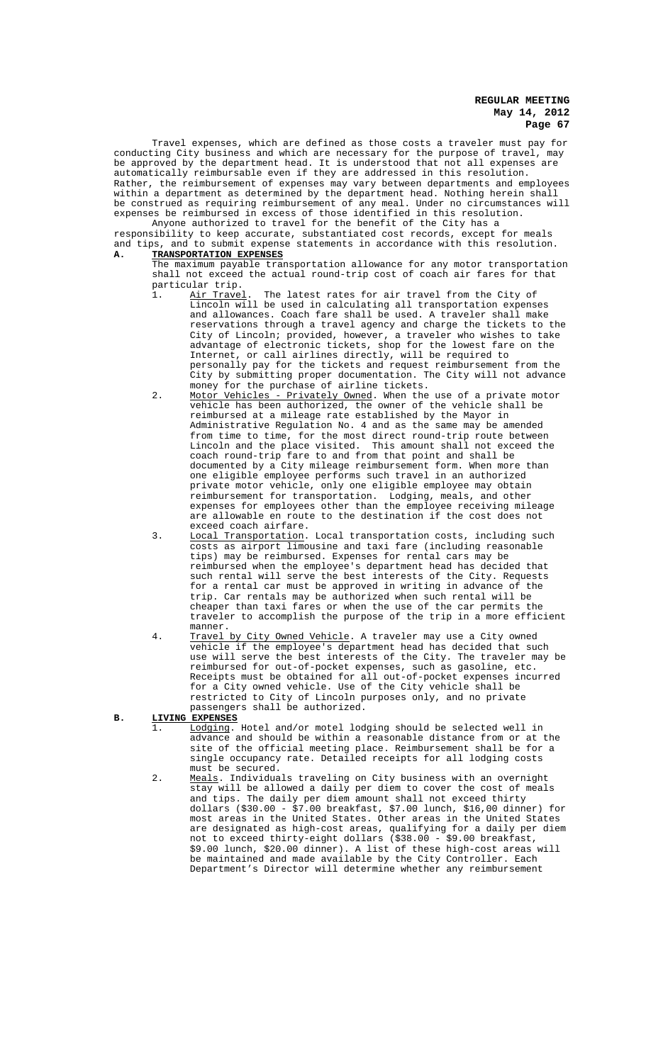Travel expenses, which are defined as those costs a traveler must pay for conducting City business and which are necessary for the purpose of travel, may be approved by the department head. It is understood that not all expenses are automatically reimbursable even if they are addressed in this resolution. Rather, the reimbursement of expenses may vary between departments and employees within a department as determined by the department head. Nothing herein shall be construed as requiring reimbursement of any meal. Under no circumstances will expenses be reimbursed in excess of those identified in this resolution.

Anyone authorized to travel for the benefit of the City has a responsibility to keep accurate, substantiated cost records, except for meals and tips, and to submit expense statements in accordance with this resolution.

**A. TRANSPORTATION EXPENSES**

The maximum payable transportation allowance for any motor transportation shall not exceed the actual round-trip cost of coach air fares for that particular trip.

1. Air Travel. The latest rates for air travel from the City of Lincoln will be used in calculating all transportation expenses and allowances. Coach fare shall be used. A traveler shall make reservations through a travel agency and charge the tickets to the City of Lincoln; provided, however, a traveler who wishes to take advantage of electronic tickets, shop for the lowest fare on the Internet, or call airlines directly, will be required to personally pay for the tickets and request reimbursement from the City by submitting proper documentation. The City will not advance money for the purchase of airline tickets.
2. Motor Vehicles - Privately Owned. When the use of a private motor vehicle has been authorized, the owner of the vehicle shall be reimbursed at a mileage rate established by the Mayor in Administrative Regulation No. 4 and as the same may be amended from time to time, for the most direct round-trip route between Lincoln and the place visited. This amount shall not exceed the coach round-trip fare to and from that point and shall be documented by a City mileage reimbursement form. When more than one eligible employee performs such travel in an authorized private motor vehicle, only one eligible employee may obtain reimbursement for transportation. Lodging, meals, and other expenses for employees other than the employee receiving mileage are allowable en route to the destination if the cost does not exceed coach airfare.
3. Local Transportation. Local transportation costs, including such costs as airport limousine and taxi fare (including reasonable tips) may be reimbursed. Expenses for rental cars may be reimbursed when the employee's department head has decided that such rental will serve the best interests of the City. Requests for a rental car must be approved in writing in advance of the trip. Car rentals may be authorized when such rental will be cheaper than taxi fares or when the use of the car permits the traveler to accomplish the purpose of the trip in a more efficient manner.
4. Travel by City Owned Vehicle. A traveler may use a City owned vehicle if the employee's department head has decided that such use will serve the best interests of the City. The traveler may be reimbursed for out-of-pocket expenses, such as gasoline, etc. Receipts must be obtained for all out-of-pocket expenses incurred for a City owned vehicle. Use of the City vehicle shall be restricted to City of Lincoln purposes only, and no private passengers shall be authorized.

**B. LIVING EXPENSES**

1. Lodging. Hotel and/or motel lodging should be selected well in advance and should be within a reasonable distance from or at the site of the official meeting place. Reimbursement shall be for a single occupancy rate. Detailed receipts for all lodging costs must be secured.
2. Meals. Individuals traveling on City business with an overnight stay will be allowed a daily per diem to cover the cost of meals and tips. The daily per diem amount shall not exceed thirty dollars ($30.00 - $7.00 breakfast, $7.00 lunch, $16,00 dinner) for most areas in the United States. Other areas in the United States are designated as high-cost areas, qualifying for a daily per diem not to exceed thirty-eight dollars ($38.00 - $9.00 breakfast, $9.00 lunch, $20.00 dinner). A list of these high-cost areas will be maintained and made available by the City Controller. Each Department's Director will determine whether any reimbursement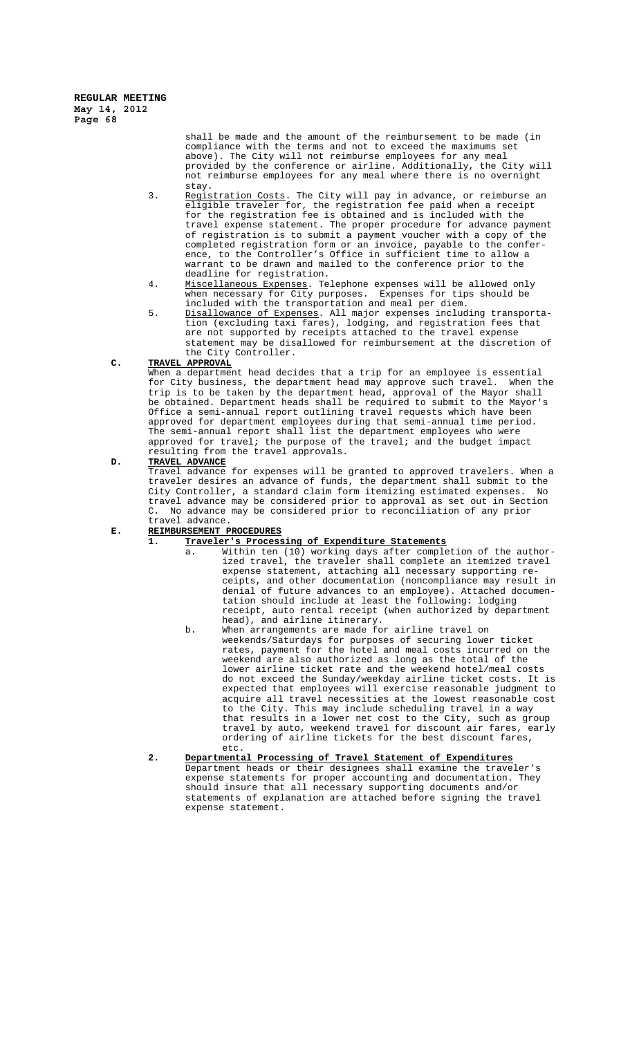shall be made and the amount of the reimbursement to be made (in compliance with the terms and not to exceed the maximums set above). The City will not reimburse employees for any meal provided by the conference or airline. Additionally, the City will not reimburse employees for any meal where there is no overnight stay.

3. Registration Costs. The City will pay in advance, or reimburse an eligible traveler for, the registration fee paid when a receipt for the registration fee is obtained and is included with the travel expense statement. The proper procedure for advance payment of registration is to submit a payment voucher with a copy of the completed registration form or an invoice, payable to the conference, to the Controller's Office in sufficient time to allow a warrant to be drawn and mailed to the conference prior to the deadline for registration.
4. Miscellaneous Expenses. Telephone expenses will be allowed only when necessary for City purposes. Expenses for tips should be included with the transportation and meal per diem.
5. Disallowance of Expenses. All major expenses including transportation (excluding taxi fares), lodging, and registration fees that are not supported by receipts attached to the travel expense statement may be disallowed for reimbursement at the discretion of the City Controller.

**C. TRAVEL APPROVAL**

When a department head decides that a trip for an employee is essential for City business, the department head may approve such travel. When the trip is to be taken by the department head, approval of the Mayor shall be obtained. Department heads shall be required to submit to the Mayor's Office a semi-annual report outlining travel requests which have been approved for department employees during that semi-annual time period. The semi-annual report shall list the department employees who were approved for travel; the purpose of the travel; and the budget impact resulting from the travel approvals.

**D. TRAVEL ADVANCE**

Travel advance for expenses will be granted to approved travelers. When a traveler desires an advance of funds, the department shall submit to the City Controller, a standard claim form itemizing estimated expenses. No travel advance may be considered prior to approval as set out in Section C. No advance may be considered prior to reconciliation of any prior travel advance.

**E. REIMBURSEMENT PROCEDURES**

**1. Traveler's Processing of Expenditure Statements**

a. Within ten (10) working days after completion of the authorized travel, the traveler shall complete an itemized travel expense statement, attaching all necessary supporting receipts, and other documentation (noncompliance may result in denial of future advances to an employee). Attached documentation should include at least the following: lodging receipt, auto rental receipt (when authorized by department head), and airline itinerary.

b. When arrangements are made for airline travel on weekends/Saturdays for purposes of securing lower ticket rates, payment for the hotel and meal costs incurred on the weekend are also authorized as long as the total of the lower airline ticket rate and the weekend hotel/meal costs do not exceed the Sunday/weekday airline ticket costs. It is expected that employees will exercise reasonable judgment to acquire all travel necessities at the lowest reasonable cost to the City. This may include scheduling travel in a way that results in a lower net cost to the City, such as group travel by auto, weekend travel for discount air fares, early ordering of airline tickets for the best discount fares, etc.

**2. Departmental Processing of Travel Statement of Expenditures**

Department heads or their designees shall examine the traveler's expense statements for proper accounting and documentation. They should insure that all necessary supporting documents and/or statements of explanation are attached before signing the travel expense statement.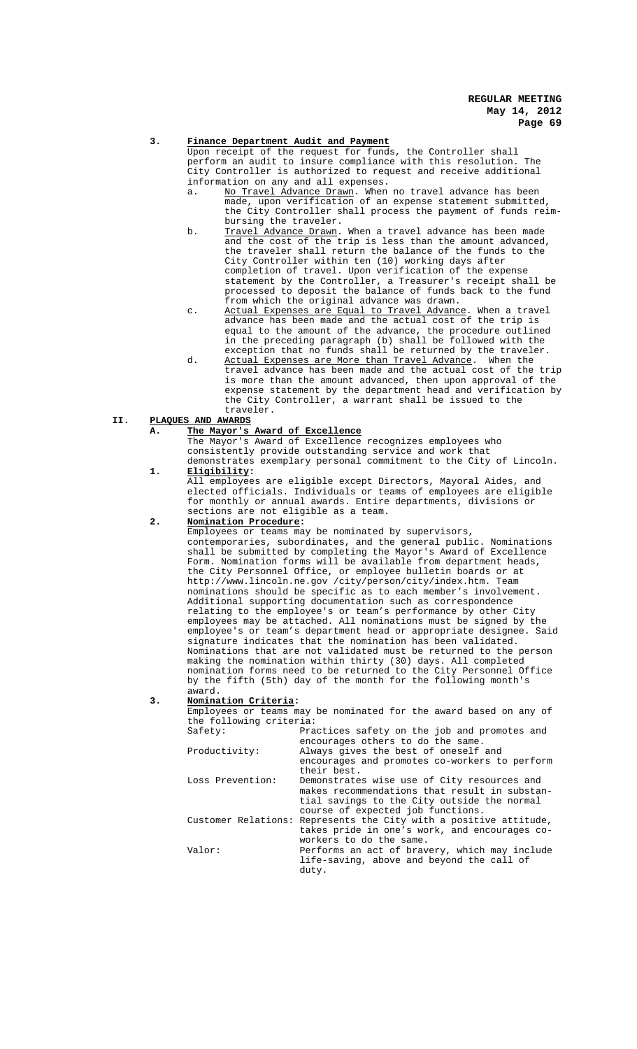**3. Finance Department Audit and Payment**

Upon receipt of the request for funds, the Controller shall perform an audit to insure compliance with this resolution. The City Controller is authorized to request and receive additional information on any and all expenses.

a. No Travel Advance Drawn. When no travel advance has been made, upon verification of an expense statement submitted, the City Controller shall process the payment of funds reimbursing the traveler.

b. Travel Advance Drawn. When a travel advance has been made and the cost of the trip is less than the amount advanced, the traveler shall return the balance of the funds to the City Controller within ten (10) working days after completion of travel. Upon verification of the expense statement by the Controller, a Treasurer's receipt shall be processed to deposit the balance of funds back to the fund from which the original advance was drawn.

c. Actual Expenses are Equal to Travel Advance. When a travel advance has been made and the actual cost of the trip is equal to the amount of the advance, the procedure outlined in the preceding paragraph (b) shall be followed with the exception that no funds shall be returned by the traveler.

d. Actual Expenses are More than Travel Advance. When the travel advance has been made and the actual cost of the trip is more than the amount advanced, then upon approval of the expense statement by the department head and verification by the City Controller, a warrant shall be issued to the traveler.

**II. PLAQUES AND AWARDS**

**A. The Mayor's Award of Excellence**

The Mayor's Award of Excellence recognizes employees who consistently provide outstanding service and work that demonstrates exemplary personal commitment to the City of Lincoln.

**1. Eligibility:**

All employees are eligible except Directors, Mayoral Aides, and elected officials. Individuals or teams of employees are eligible for monthly or annual awards. Entire departments, divisions or sections are not eligible as a team.

**2. Nomination Procedure:**

Employees or teams may be nominated by supervisors, contemporaries, subordinates, and the general public. Nominations shall be submitted by completing the Mayor's Award of Excellence Form. Nomination forms will be available from department heads, the City Personnel Office, or employee bulletin boards or at http://www.lincoln.ne.gov /city/person/city/index.htm. Team nominations should be specific as to each member's involvement. Additional supporting documentation such as correspondence relating to the employee's or team's performance by other City employees may be attached. All nominations must be signed by the employee's or team's department head or appropriate designee. Said signature indicates that the nomination has been validated. Nominations that are not validated must be returned to the person making the nomination within thirty (30) days. All completed nomination forms need to be returned to the City Personnel Office by the fifth (5th) day of the month for the following month's award.

**3. Nomination Criteria:**

Employees or teams may be nominated for the award based on any of the following criteria:

| | |
|---|---|
| Safety: | Practices safety on the job and promotes and encourages others to do the same. |
| Productivity: | Always gives the best of oneself and encourages and promotes co-workers to perform their best. |
| Loss Prevention: | Demonstrates wise use of City resources and makes recommendations that result in substantial savings to the City outside the normal course of expected job functions. |
| Customer Relations: | Represents the City with a positive attitude, takes pride in one's work, and encourages co-workers to do the same. |
| Valor: | Performs an act of bravery, which may include life-saving, above and beyond the call of duty. |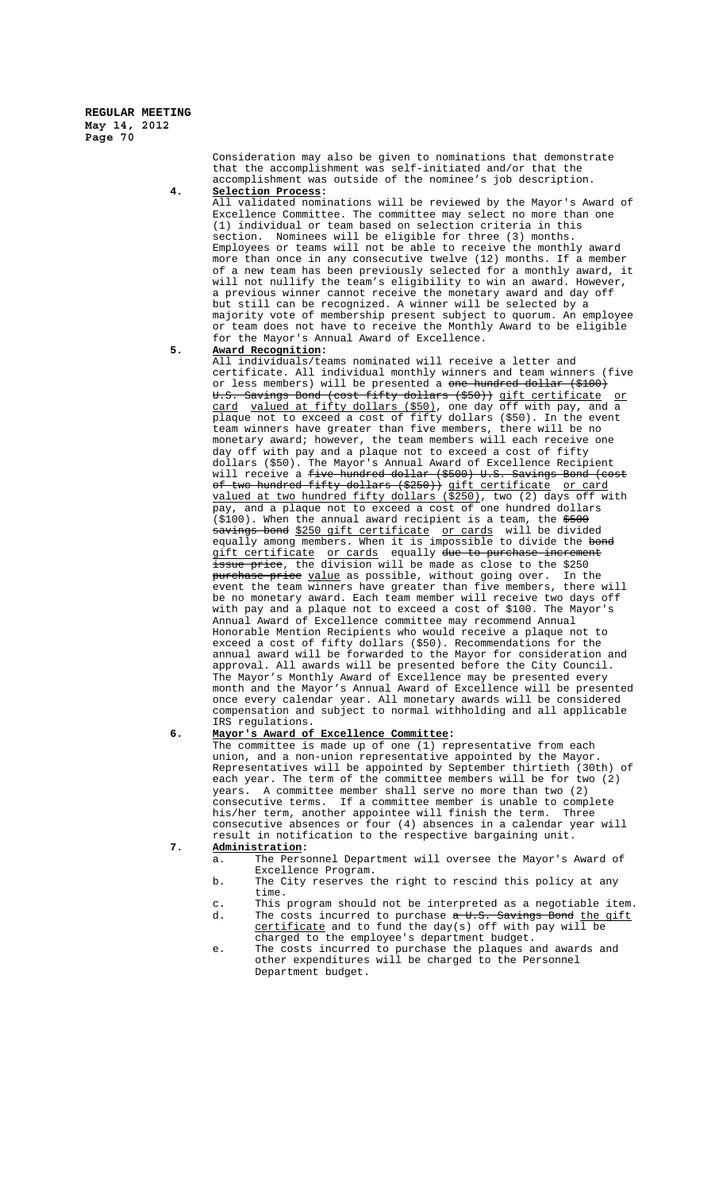Consideration may also be given to nominations that demonstrate that the accomplishment was self-initiated and/or that the accomplishment was outside of the nominee's job description.

4. **<u>Selection Process</u>:**
All validated nominations will be reviewed by the Mayor's Award of Excellence Committee. The committee may select no more than one (1) individual or team based on selection criteria in this section. Nominees will be eligible for three (3) months. Employees or teams will not be able to receive the monthly award more than once in any consecutive twelve (12) months. If a member of a new team has been previously selected for a monthly award, it will not nullify the team's eligibility to win an award. However, a previous winner cannot receive the monetary award and day off but still can be recognized. A winner will be selected by a majority vote of membership present subject to quorum. An employee or team does not have to receive the Monthly Award to be eligible for the Mayor's Annual Award of Excellence.

5. **<u>Award Recognition</u>:**
All individuals/teams nominated will receive a letter and certificate. All individual monthly winners and team winners (five or less members) will be presented a ~~one hundred dollar ($100) U.S. Savings Bond (cost fifty dollars ($50))~~ <u>gift certificate or card valued at fifty dollars ($50)</u>, one day off with pay, and a plaque not to exceed a cost of fifty dollars ($50). In the event team winners have greater than five members, there will be no monetary award; however, the team members will each receive one day off with pay and a plaque not to exceed a cost of fifty dollars ($50). The Mayor's Annual Award of Excellence Recipient will receive a ~~five hundred dollar ($500) U.S. Savings Bond (cost of two hundred fifty dollars ($250))~~ <u>gift certificate or card valued at two hundred fifty dollars ($250)</u>, two (2) days off with pay, and a plaque not to exceed a cost of one hundred dollars ($100). When the annual award recipient is a team, the ~~$500 savings bond~~ <u>$250 gift certificate or cards</u> will be divided equally among members. When it is impossible to divide the ~~bond~~ <u>gift certificate or cards</u> equally ~~due to purchase increment issue price~~, the division will be made as close to the $250 ~~purchase price~~ <u>value</u> as possible, without going over. In the event the team winners have greater than five members, there will be no monetary award. Each team member will receive two days off with pay and a plaque not to exceed a cost of $100. The Mayor's Annual Award of Excellence committee may recommend Annual Honorable Mention Recipients who would receive a plaque not to exceed a cost of fifty dollars ($50). Recommendations for the annual award will be forwarded to the Mayor for consideration and approval. All awards will be presented before the City Council. The Mayor's Monthly Award of Excellence may be presented every month and the Mayor's Annual Award of Excellence will be presented once every calendar year. All monetary awards will be considered compensation and subject to normal withholding and all applicable IRS regulations.

6. **<u>Mayor's Award of Excellence Committee</u>:**
The committee is made up of one (1) representative from each union, and a non-union representative appointed by the Mayor. Representatives will be appointed by September thirtieth (30th) of each year. The term of the committee members will be for two (2) years. A committee member shall serve no more than two (2) consecutive terms. If a committee member is unable to complete his/her term, another appointee will finish the term. Three consecutive absences or four (4) absences in a calendar year will result in notification to the respective bargaining unit.

7. **<u>Administration</u>:**
   a. The Personnel Department will oversee the Mayor's Award of Excellence Program.
   b. The City reserves the right to rescind this policy at any time.
   c. This program should not be interpreted as a negotiable item.
   d. The costs incurred to purchase ~~a U.S. Savings Bond~~ <u>the gift certificate</u> and to fund the day(s) off with pay will be charged to the employee's department budget.
   e. The costs incurred to purchase the plaques and awards and other expenditures will be charged to the Personnel Department budget.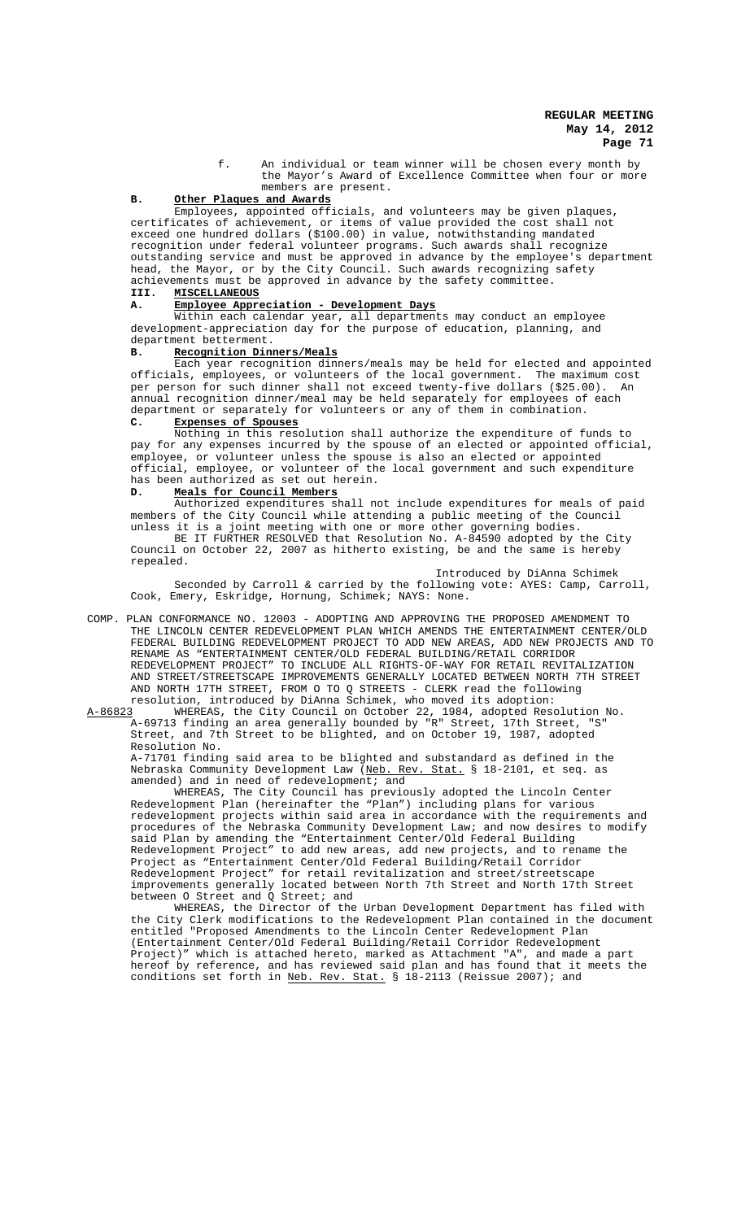f. An individual or team winner will be chosen every month by the Mayor's Award of Excellence Committee when four or more members are present.

**B. Other Plaques and Awards**

Employees, appointed officials, and volunteers may be given plaques, certificates of achievement, or items of value provided the cost shall not exceed one hundred dollars ($100.00) in value, notwithstanding mandated recognition under federal volunteer programs. Such awards shall recognize outstanding service and must be approved in advance by the employee's department head, the Mayor, or by the City Council. Such awards recognizing safety achievements must be approved in advance by the safety committee.

**III. MISCELLANEOUS**

**A. Employee Appreciation - Development Days**

Within each calendar year, all departments may conduct an employee development-appreciation day for the purpose of education, planning, and department betterment.

**B. Recognition Dinners/Meals**

Each year recognition dinners/meals may be held for elected and appointed officials, employees, or volunteers of the local government. The maximum cost per person for such dinner shall not exceed twenty-five dollars ($25.00). An annual recognition dinner/meal may be held separately for employees of each department or separately for volunteers or any of them in combination.

**C. Expenses of Spouses**

Nothing in this resolution shall authorize the expenditure of funds to pay for any expenses incurred by the spouse of an elected or appointed official, employee, or volunteer unless the spouse is also an elected or appointed official, employee, or volunteer of the local government and such expenditure has been authorized as set out herein.

**D. Meals for Council Members**

Authorized expenditures shall not include expenditures for meals of paid members of the City Council while attending a public meeting of the Council unless it is a joint meeting with one or more other governing bodies.

BE IT FURTHER RESOLVED that Resolution No. A-84590 adopted by the City Council on October 22, 2007 as hitherto existing, be and the same is hereby repealed.

Introduced by DiAnna Schimek

Seconded by Carroll & carried by the following vote: AYES: Camp, Carroll, Cook, Emery, Eskridge, Hornung, Schimek; NAYS: None.

COMP. PLAN CONFORMANCE NO. 12003 - ADOPTING AND APPROVING THE PROPOSED AMENDMENT TO THE LINCOLN CENTER REDEVELOPMENT PLAN WHICH AMENDS THE ENTERTAINMENT CENTER/OLD FEDERAL BUILDING REDEVELOPMENT PROJECT TO ADD NEW AREAS, ADD NEW PROJECTS AND TO RENAME AS "ENTERTAINMENT CENTER/OLD FEDERAL BUILDING/RETAIL CORRIDOR REDEVELOPMENT PROJECT" TO INCLUDE ALL RIGHTS-OF-WAY FOR RETAIL REVITALIZATION AND STREET/STREETSCAPE IMPROVEMENTS GENERALLY LOCATED BETWEEN NORTH 7TH STREET AND NORTH 17TH STREET, FROM O TO Q STREETS - CLERK read the following resolution, introduced by DiAnna Schimek, who moved its adoption:

A-86823 WHEREAS, the City Council on October 22, 1984, adopted Resolution No. A-69713 finding an area generally bounded by "R" Street, 17th Street, "S" Street, and 7th Street to be blighted, and on October 19, 1987, adopted Resolution No. A-71701 finding said area to be blighted and substandard as defined in the Nebraska Community Development Law (<u>Neb. Rev. Stat.</u> § 18-2101, et seq. as amended) and in need of redevelopment; and

WHEREAS, The City Council has previously adopted the Lincoln Center Redevelopment Plan (hereinafter the "Plan") including plans for various redevelopment projects within said area in accordance with the requirements and procedures of the Nebraska Community Development Law; and now desires to modify said Plan by amending the "Entertainment Center/Old Federal Building Redevelopment Project" to add new areas, add new projects, and to rename the Project as "Entertainment Center/Old Federal Building/Retail Corridor Redevelopment Project" for retail revitalization and street/streetscape improvements generally located between North 7th Street and North 17th Street between O Street and Q Street; and

WHEREAS, the Director of the Urban Development Department has filed with the City Clerk modifications to the Redevelopment Plan contained in the document entitled "Proposed Amendments to the Lincoln Center Redevelopment Plan (Entertainment Center/Old Federal Building/Retail Corridor Redevelopment Project)" which is attached hereto, marked as Attachment "A", and made a part hereof by reference, and has reviewed said plan and has found that it meets the conditions set forth in <u>Neb. Rev. Stat.</u> § 18-2113 (Reissue 2007); and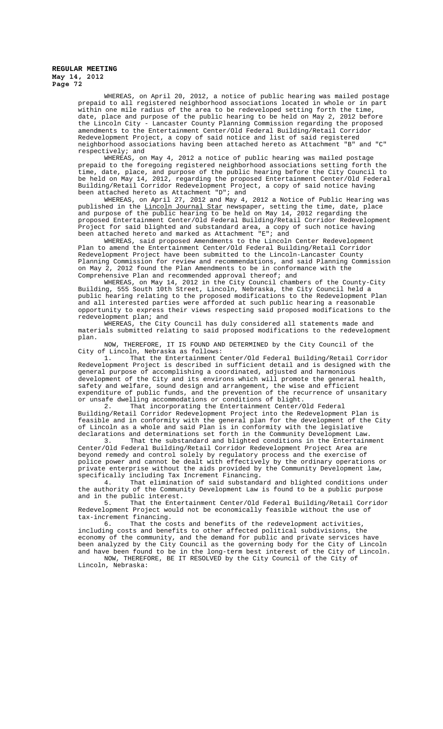WHEREAS, on April 20, 2012, a notice of public hearing was mailed postage prepaid to all registered neighborhood associations located in whole or in part within one mile radius of the area to be redeveloped setting forth the time, date, place and purpose of the public hearing to be held on May 2, 2012 before the Lincoln City - Lancaster County Planning Commission regarding the proposed amendments to the Entertainment Center/Old Federal Building/Retail Corridor Redevelopment Project, a copy of said notice and list of said registered neighborhood associations having been attached hereto as Attachment "B" and "C" respectively; and

WHEREAS, on May 4, 2012 a notice of public hearing was mailed postage prepaid to the foregoing registered neighborhood associations setting forth the time, date, place, and purpose of the public hearing before the City Council to be held on May 14, 2012, regarding the proposed Entertainment Center/Old Federal Building/Retail Corridor Redevelopment Project, a copy of said notice having been attached hereto as Attachment "D"; and

WHEREAS, on April 27, 2012 and May 4, 2012 a Notice of Public Hearing was published in the Lincoln Journal Star newspaper, setting the time, date, place and purpose of the public hearing to be held on May 14, 2012 regarding the proposed Entertainment Center/Old Federal Building/Retail Corridor Redevelopment Project for said blighted and substandard area, a copy of such notice having been attached hereto and marked as Attachment "E"; and

WHEREAS, said proposed Amendments to the Lincoln Center Redevelopment Plan to amend the Entertainment Center/Old Federal Building/Retail Corridor Redevelopment Project have been submitted to the Lincoln-Lancaster County Planning Commission for review and recommendations, and said Planning Commission on May 2, 2012 found the Plan Amendments to be in conformance with the Comprehensive Plan and recommended approval thereof; and

WHEREAS, on May 14, 2012 in the City Council chambers of the County-City Building, 555 South 10th Street, Lincoln, Nebraska, the City Council held a public hearing relating to the proposed modifications to the Redevelopment Plan and all interested parties were afforded at such public hearing a reasonable opportunity to express their views respecting said proposed modifications to the redevelopment plan; and

WHEREAS, the City Council has duly considered all statements made and materials submitted relating to said proposed modifications to the redevelopment plan.

NOW, THEREFORE, IT IS FOUND AND DETERMINED by the City Council of the City of Lincoln, Nebraska as follows:

1. That the Entertainment Center/Old Federal Building/Retail Corridor Redevelopment Project is described in sufficient detail and is designed with the general purpose of accomplishing a coordinated, adjusted and harmonious development of the City and its environs which will promote the general health, safety and welfare, sound design and arrangement, the wise and efficient expenditure of public funds, and the prevention of the recurrence of unsanitary or unsafe dwelling accommodations or conditions of blight.

2. That incorporating the Entertainment Center/Old Federal Building/Retail Corridor Redevelopment Project into the Redevelopment Plan is feasible and in conformity with the general plan for the development of the City of Lincoln as a whole and said Plan is in conformity with the legislative declarations and determinations set forth in the Community Development Law.

3. That the substandard and blighted conditions in the Entertainment Center/Old Federal Building/Retail Corridor Redevelopment Project Area are beyond remedy and control solely by regulatory process and the exercise of police power and cannot be dealt with effectively by the ordinary operations or private enterprise without the aids provided by the Community Development law, specifically including Tax Increment Financing.

4. That elimination of said substandard and blighted conditions under the authority of the Community Development Law is found to be a public purpose and in the public interest.

5. That the Entertainment Center/Old Federal Building/Retail Corridor Redevelopment Project would not be economically feasible without the use of tax-increment financing.

6. That the costs and benefits of the redevelopment activities, including costs and benefits to other affected political subdivisions, the economy of the community, and the demand for public and private services have been analyzed by the City Council as the governing body for the City of Lincoln and have been found to be in the long-term best interest of the City of Lincoln.

NOW, THEREFORE, BE IT RESOLVED by the City Council of the City of Lincoln, Nebraska: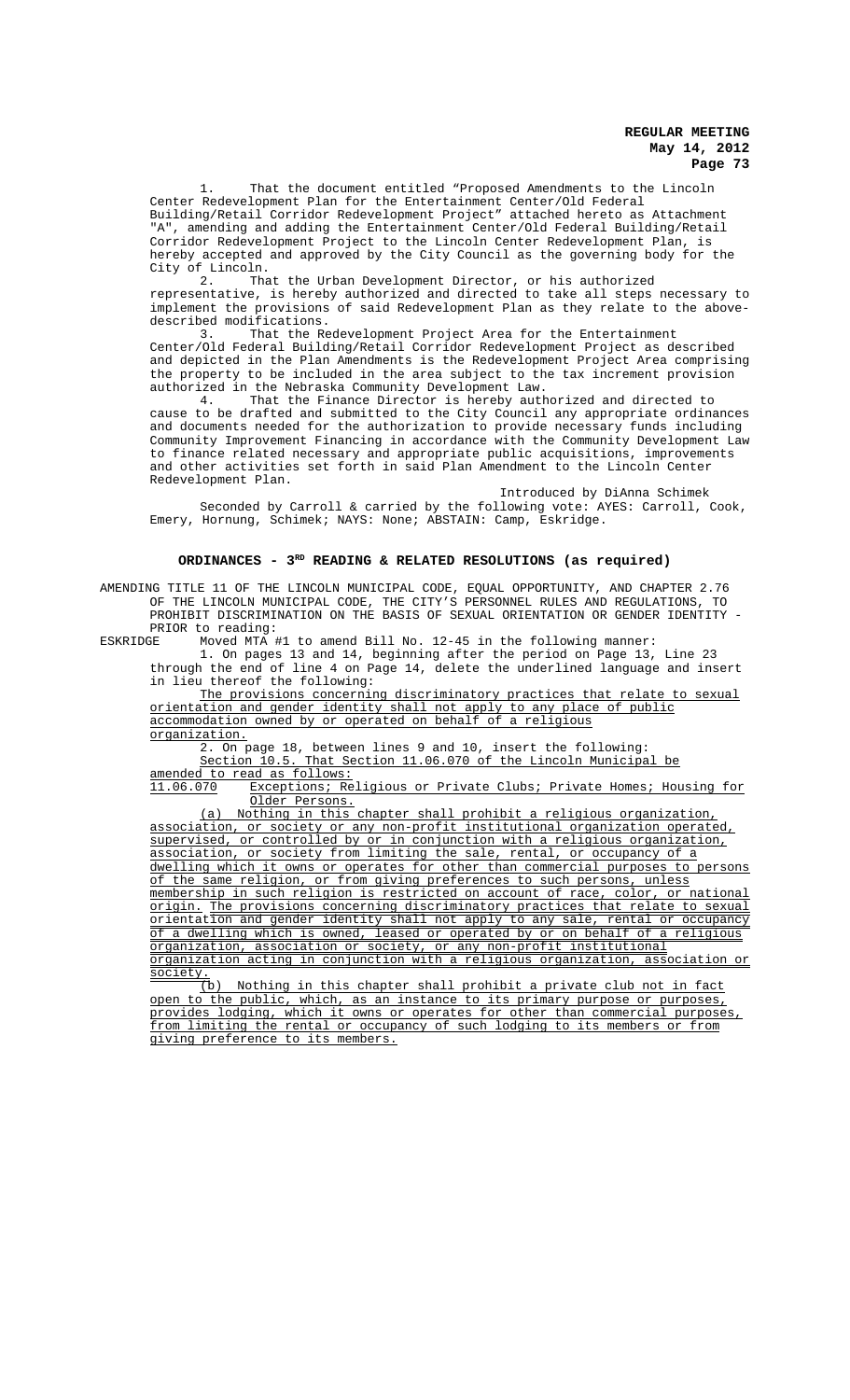1. That the document entitled "Proposed Amendments to the Lincoln Center Redevelopment Plan for the Entertainment Center/Old Federal Building/Retail Corridor Redevelopment Project" attached hereto as Attachment "A", amending and adding the Entertainment Center/Old Federal Building/Retail Corridor Redevelopment Project to the Lincoln Center Redevelopment Plan, is hereby accepted and approved by the City Council as the governing body for the City of Lincoln.

2. That the Urban Development Director, or his authorized representative, is hereby authorized and directed to take all steps necessary to implement the provisions of said Redevelopment Plan as they relate to the above-described modifications.

3. That the Redevelopment Project Area for the Entertainment Center/Old Federal Building/Retail Corridor Redevelopment Project as described and depicted in the Plan Amendments is the Redevelopment Project Area comprising the property to be included in the area subject to the tax increment provision authorized in the Nebraska Community Development Law.

4. That the Finance Director is hereby authorized and directed to cause to be drafted and submitted to the City Council any appropriate ordinances and documents needed for the authorization to provide necessary funds including Community Improvement Financing in accordance with the Community Development Law to finance related necessary and appropriate public acquisitions, improvements and other activities set forth in said Plan Amendment to the Lincoln Center Redevelopment Plan.

Introduced by DiAnna Schimek

Seconded by Carroll & carried by the following vote: AYES: Carroll, Cook, Emery, Hornung, Schimek; NAYS: None; ABSTAIN: Camp, Eskridge.

## ORDINANCES - 3RD READING & RELATED RESOLUTIONS (as required)

AMENDING TITLE 11 OF THE LINCOLN MUNICIPAL CODE, EQUAL OPPORTUNITY, AND CHAPTER 2.76 OF THE LINCOLN MUNICIPAL CODE, THE CITY'S PERSONNEL RULES AND REGULATIONS, TO PROHIBIT DISCRIMINATION ON THE BASIS OF SEXUAL ORIENTATION OR GENDER IDENTITY - PRIOR to reading:

ESKRIDGE Moved MTA #1 to amend Bill No. 12-45 in the following manner:

1. On pages 13 and 14, beginning after the period on Page 13, Line 23 through the end of line 4 on Page 14, delete the underlined language and insert in lieu thereof the following:

The provisions concerning discriminatory practices that relate to sexual orientation and gender identity shall not apply to any place of public accommodation owned by or operated on behalf of a religious organization.

2. On page 18, between lines 9 and 10, insert the following:

Section 10.5. That Section 11.06.070 of the Lincoln Municipal be amended to read as follows:

11.06.070 Exceptions; Religious or Private Clubs; Private Homes; Housing for Older Persons.

(a) Nothing in this chapter shall prohibit a religious organization, association, or society or any non-profit institutional organization operated, supervised, or controlled by or in conjunction with a religious organization, association, or society from limiting the sale, rental, or occupancy of a dwelling which it owns or operates for other than commercial purposes to persons of the same religion, or from giving preferences to such persons, unless membership in such religion is restricted on account of race, color, or national origin. The provisions concerning discriminatory practices that relate to sexual orientation and gender identity shall not apply to any sale, rental or occupancy of a dwelling which is owned, leased or operated by or on behalf of a religious organization, association or society, or any non-profit institutional organization acting in conjunction with a religious organization, association or society.

(b) Nothing in this chapter shall prohibit a private club not in fact open to the public, which, as an instance to its primary purpose or purposes, provides lodging, which it owns or operates for other than commercial purposes, from limiting the rental or occupancy of such lodging to its members or from giving preference to its members.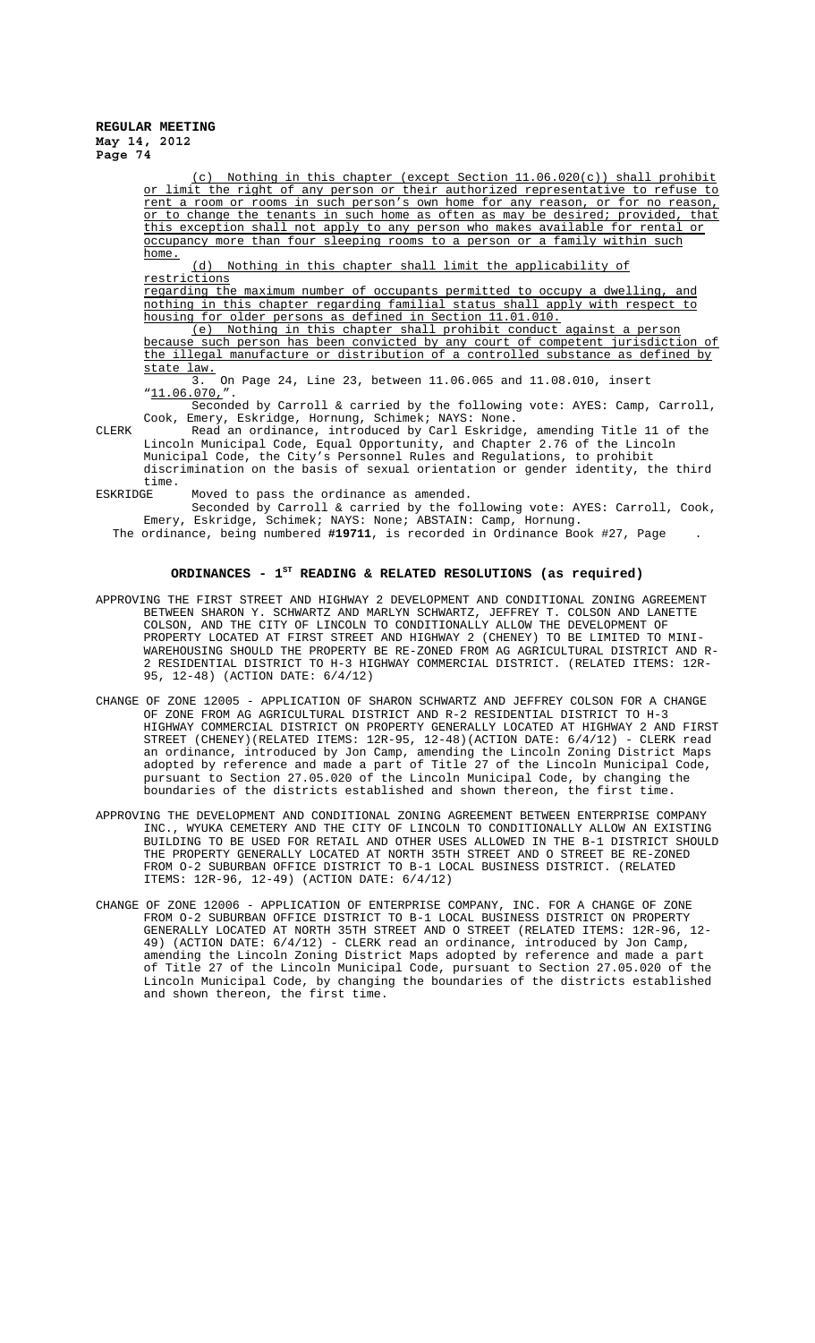(c) Nothing in this chapter (except Section 11.06.020(c)) shall prohibit or limit the right of any person or their authorized representative to refuse to rent a room or rooms in such person's own home for any reason, or for no reason, or to change the tenants in such home as often as may be desired; provided, that this exception shall not apply to any person who makes available for rental or occupancy more than four sleeping rooms to a person or a family within such home.

(d) Nothing in this chapter shall limit the applicability of restrictions regarding the maximum number of occupants permitted to occupy a dwelling, and nothing in this chapter regarding familial status shall apply with respect to housing for older persons as defined in Section 11.01.010.

(e) Nothing in this chapter shall prohibit conduct against a person because such person has been convicted by any court of competent jurisdiction of the illegal manufacture or distribution of a controlled substance as defined by state law.

3. On Page 24, Line 23, between 11.06.065 and 11.08.010, insert "11.06.070,".

Seconded by Carroll & carried by the following vote: AYES: Camp, Carroll, Cook, Emery, Eskridge, Hornung, Schimek; NAYS: None.

CLERK Read an ordinance, introduced by Carl Eskridge, amending Title 11 of the Lincoln Municipal Code, Equal Opportunity, and Chapter 2.76 of the Lincoln Municipal Code, the City's Personnel Rules and Regulations, to prohibit discrimination on the basis of sexual orientation or gender identity, the third time.

ESKRIDGE Moved to pass the ordinance as amended.

Seconded by Carroll & carried by the following vote: AYES: Carroll, Cook, Emery, Eskridge, Schimek; NAYS: None; ABSTAIN: Camp, Hornung.

The ordinance, being numbered **#19711**, is recorded in Ordinance Book #27, Page .

## ORDINANCES - 1ST READING & RELATED RESOLUTIONS (as required)

APPROVING THE FIRST STREET AND HIGHWAY 2 DEVELOPMENT AND CONDITIONAL ZONING AGREEMENT BETWEEN SHARON Y. SCHWARTZ AND MARLYN SCHWARTZ, JEFFREY T. COLSON AND LANETTE COLSON, AND THE CITY OF LINCOLN TO CONDITIONALLY ALLOW THE DEVELOPMENT OF PROPERTY LOCATED AT FIRST STREET AND HIGHWAY 2 (CHENEY) TO BE LIMITED TO MINI-WAREHOUSING SHOULD THE PROPERTY BE RE-ZONED FROM AG AGRICULTURAL DISTRICT AND R-2 RESIDENTIAL DISTRICT TO H-3 HIGHWAY COMMERCIAL DISTRICT. (RELATED ITEMS: 12R-95, 12-48) (ACTION DATE: 6/4/12)

CHANGE OF ZONE 12005 - APPLICATION OF SHARON SCHWARTZ AND JEFFREY COLSON FOR A CHANGE OF ZONE FROM AG AGRICULTURAL DISTRICT AND R-2 RESIDENTIAL DISTRICT TO H-3 HIGHWAY COMMERCIAL DISTRICT ON PROPERTY GENERALLY LOCATED AT HIGHWAY 2 AND FIRST STREET (CHENEY)(RELATED ITEMS: 12R-95, 12-48)(ACTION DATE: 6/4/12) - CLERK read an ordinance, introduced by Jon Camp, amending the Lincoln Zoning District Maps adopted by reference and made a part of Title 27 of the Lincoln Municipal Code, pursuant to Section 27.05.020 of the Lincoln Municipal Code, by changing the boundaries of the districts established and shown thereon, the first time.

APPROVING THE DEVELOPMENT AND CONDITIONAL ZONING AGREEMENT BETWEEN ENTERPRISE COMPANY INC., WYUKA CEMETERY AND THE CITY OF LINCOLN TO CONDITIONALLY ALLOW AN EXISTING BUILDING TO BE USED FOR RETAIL AND OTHER USES ALLOWED IN THE B-1 DISTRICT SHOULD THE PROPERTY GENERALLY LOCATED AT NORTH 35TH STREET AND O STREET BE RE-ZONED FROM O-2 SUBURBAN OFFICE DISTRICT TO B-1 LOCAL BUSINESS DISTRICT. (RELATED ITEMS: 12R-96, 12-49) (ACTION DATE: 6/4/12)

CHANGE OF ZONE 12006 - APPLICATION OF ENTERPRISE COMPANY, INC. FOR A CHANGE OF ZONE FROM O-2 SUBURBAN OFFICE DISTRICT TO B-1 LOCAL BUSINESS DISTRICT ON PROPERTY GENERALLY LOCATED AT NORTH 35TH STREET AND O STREET (RELATED ITEMS: 12R-96, 12-49) (ACTION DATE: 6/4/12) - CLERK read an ordinance, introduced by Jon Camp, amending the Lincoln Zoning District Maps adopted by reference and made a part of Title 27 of the Lincoln Municipal Code, pursuant to Section 27.05.020 of the Lincoln Municipal Code, by changing the boundaries of the districts established and shown thereon, the first time.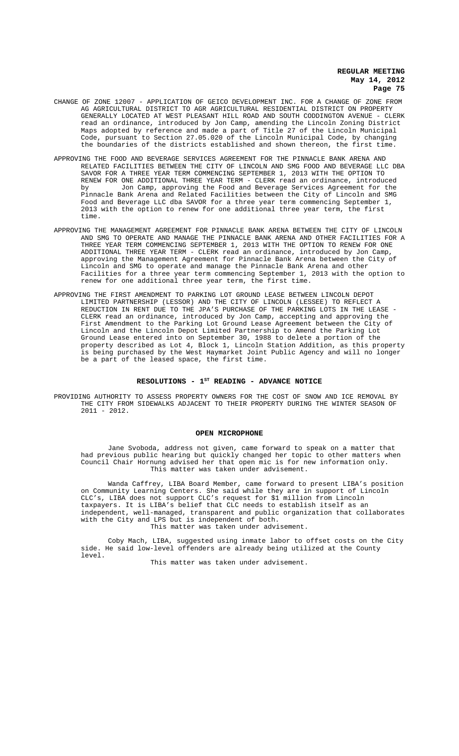CHANGE OF ZONE 12007 - APPLICATION OF GEICO DEVELOPMENT INC. FOR A CHANGE OF ZONE FROM AG AGRICULTURAL DISTRICT TO AGR AGRICULTURAL RESIDENTIAL DISTRICT ON PROPERTY GENERALLY LOCATED AT WEST PLEASANT HILL ROAD AND SOUTH CODDINGTON AVENUE - CLERK read an ordinance, introduced by Jon Camp, amending the Lincoln Zoning District Maps adopted by reference and made a part of Title 27 of the Lincoln Municipal Code, pursuant to Section 27.05.020 of the Lincoln Municipal Code, by changing the boundaries of the districts established and shown thereon, the first time.

APPROVING THE FOOD AND BEVERAGE SERVICES AGREEMENT FOR THE PINNACLE BANK ARENA AND RELATED FACILITIES BETWEEN THE CITY OF LINCOLN AND SMG FOOD AND BEVERAGE LLC DBA SAVOR FOR A THREE YEAR TERM COMMENCING SEPTEMBER 1, 2013 WITH THE OPTION TO RENEW FOR ONE ADDITIONAL THREE YEAR TERM - CLERK read an ordinance, introduced by Jon Camp, approving the Food and Beverage Services Agreement for the Pinnacle Bank Arena and Related Facilities between the City of Lincoln and SMG Food and Beverage LLC dba SAVOR for a three year term commencing September 1, 2013 with the option to renew for one additional three year term, the first time.

APPROVING THE MANAGEMENT AGREEMENT FOR PINNACLE BANK ARENA BETWEEN THE CITY OF LINCOLN AND SMG TO OPERATE AND MANAGE THE PINNACLE BANK ARENA AND OTHER FACILITIES FOR A THREE YEAR TERM COMMENCING SEPTEMBER 1, 2013 WITH THE OPTION TO RENEW FOR ONE ADDITIONAL THREE YEAR TERM - CLERK read an ordinance, introduced by Jon Camp, approving the Management Agreement for Pinnacle Bank Arena between the City of Lincoln and SMG to operate and manage the Pinnacle Bank Arena and other Facilities for a three year term commencing September 1, 2013 with the option to renew for one additional three year term, the first time.

APPROVING THE FIRST AMENDMENT TO PARKING LOT GROUND LEASE BETWEEN LINCOLN DEPOT LIMITED PARTNERSHIP (LESSOR) AND THE CITY OF LINCOLN (LESSEE) TO REFLECT A REDUCTION IN RENT DUE TO THE JPA'S PURCHASE OF THE PARKING LOTS IN THE LEASE - CLERK read an ordinance, introduced by Jon Camp, accepting and approving the First Amendment to the Parking Lot Ground Lease Agreement between the City of Lincoln and the Lincoln Depot Limited Partnership to Amend the Parking Lot Ground Lease entered into on September 30, 1988 to delete a portion of the property described as Lot 4, Block 1, Lincoln Station Addition, as this property is being purchased by the West Haymarket Joint Public Agency and will no longer be a part of the leased space, the first time.

## RESOLUTIONS - 1ST READING - ADVANCE NOTICE

PROVIDING AUTHORITY TO ASSESS PROPERTY OWNERS FOR THE COST OF SNOW AND ICE REMOVAL BY THE CITY FROM SIDEWALKS ADJACENT TO THEIR PROPERTY DURING THE WINTER SEASON OF 2011 - 2012.

## OPEN MICROPHONE

Jane Svoboda, address not given, came forward to speak on a matter that had previous public hearing but quickly changed her topic to other matters when Council Chair Hornung advised her that open mic is for new information only.
This matter was taken under advisement.

Wanda Caffrey, LIBA Board Member, came forward to present LIBA's position on Community Learning Centers. She said while they are in support of Lincoln CLC's, LIBA does not support CLC's request for $1 million from Lincoln taxpayers. It is LIBA's belief that CLC needs to establish itself as an independent, well-managed, transparent and public organization that collaborates with the City and LPS but is independent of both.
This matter was taken under advisement.

Coby Mach, LIBA, suggested using inmate labor to offset costs on the City side. He said low-level offenders are already being utilized at the County level.
This matter was taken under advisement.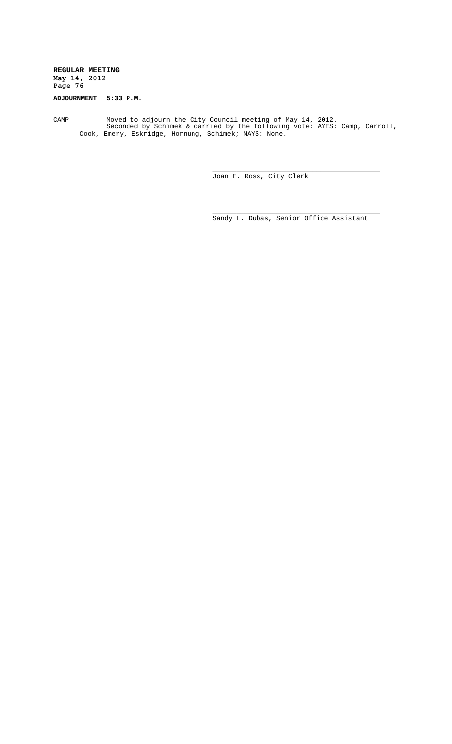**ADJOURNMENT 5:33 P.M.**

CAMP Moved to adjourn the City Council meeting of May 14, 2012.
Seconded by Schimek & carried by the following vote: AYES: Camp, Carroll, Cook, Emery, Eskridge, Hornung, Schimek; NAYS: None.

\_\_\_\_\_\_\_\_\_\_\_\_\_\_\_\_\_\_\_\_\_\_\_\_\_\_\_\_\_\_\_\_\_\_\_\_\_\_\_\_
Joan E. Ross, City Clerk

\_\_\_\_\_\_\_\_\_\_\_\_\_\_\_\_\_\_\_\_\_\_\_\_\_\_\_\_\_\_\_\_\_\_\_\_\_\_\_\_
Sandy L. Dubas, Senior Office Assistant